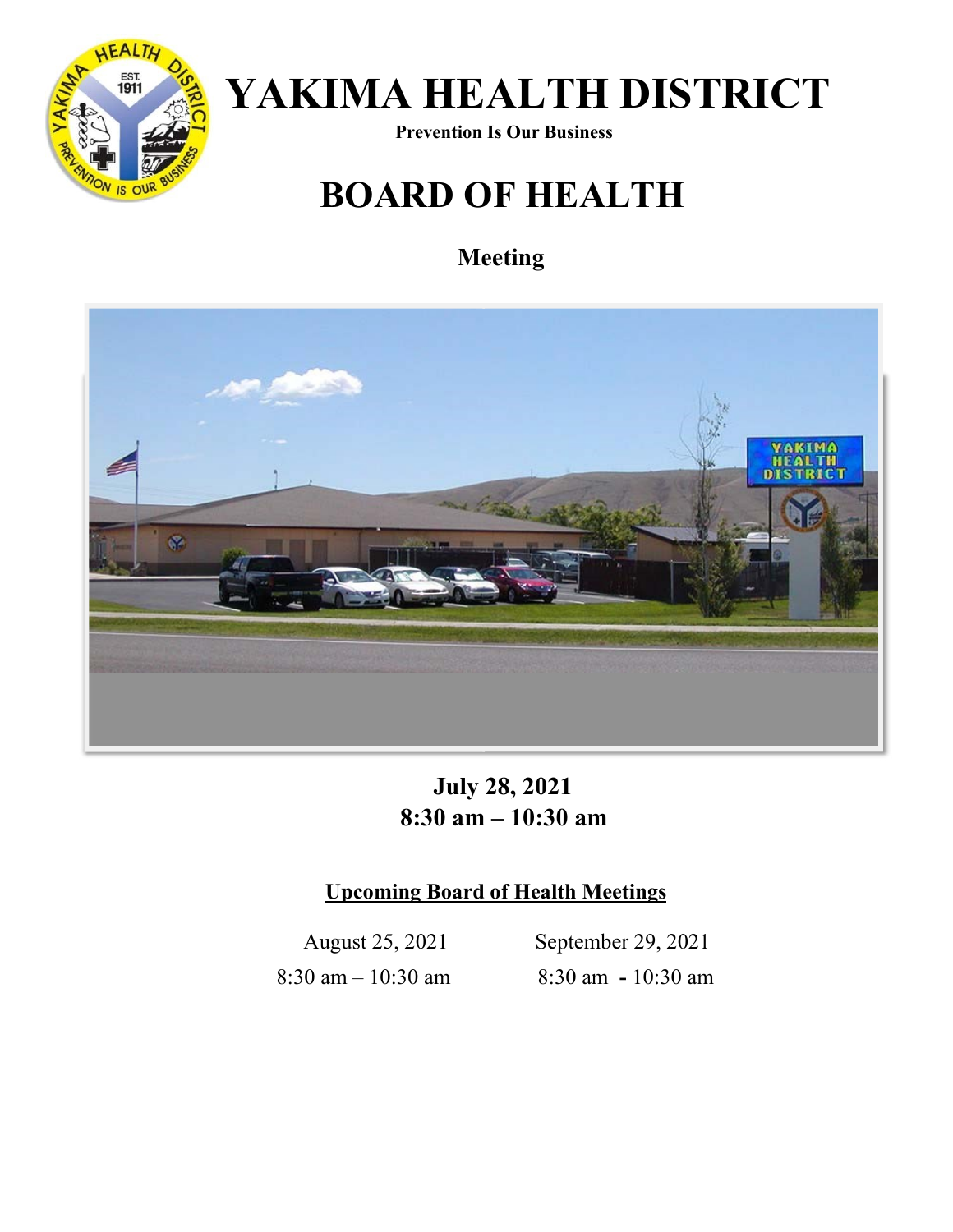# YAKIMA HEALTH DISTRICT

**Prevention Is Our Business**

# BOARD OF HEALTH

## Meeting

**July 28, 2021**
**8:30 am – 10:30 am**

**Upcoming Board of Health Meetings**

| August 25, 2021 | September 29, 2021 |
| --- | --- |
| 8:30 am – 10:30 am | 8:30 am - 10:30 am |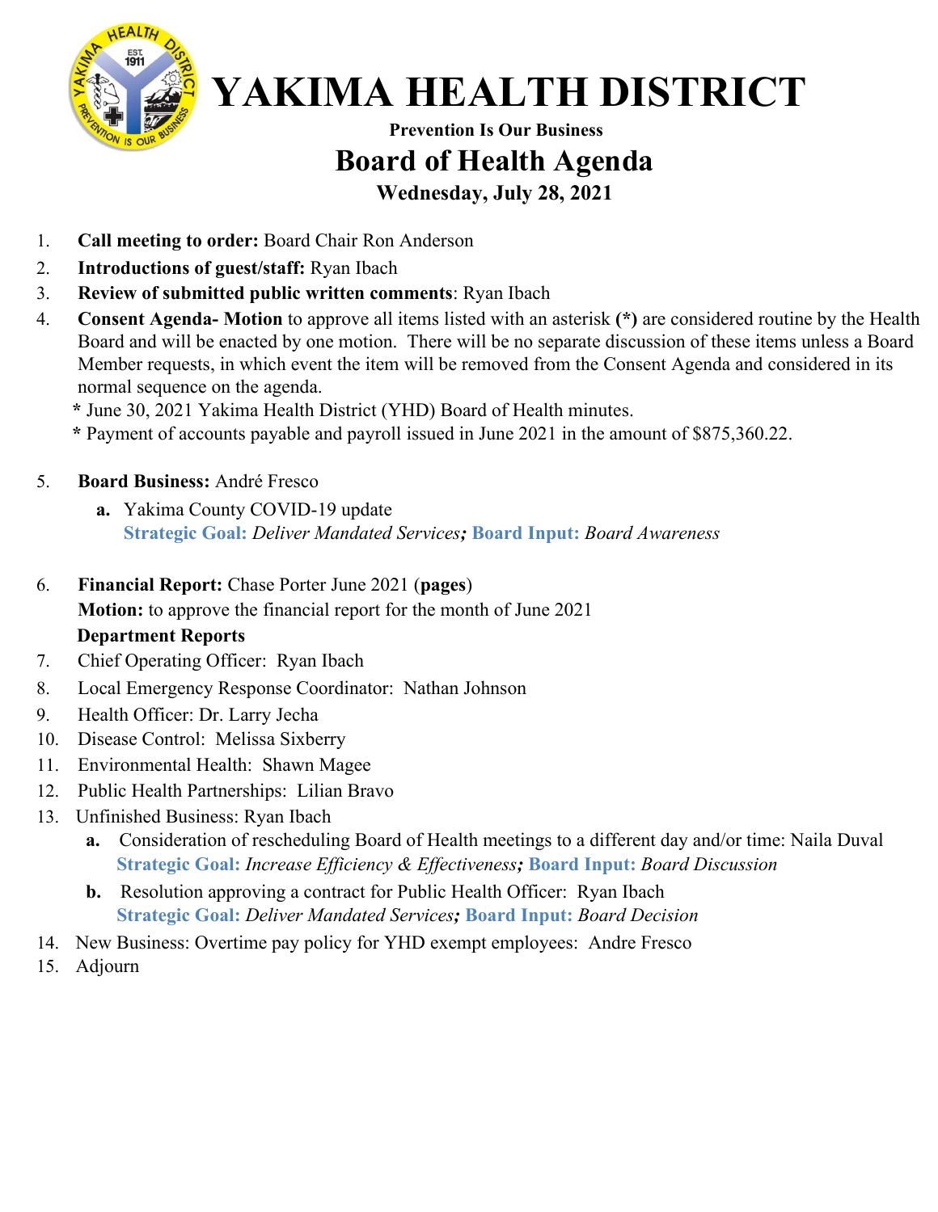# YAKIMA HEALTH DISTRICT

**Prevention Is Our Business**

## Board of Health Agenda

**Wednesday, July 28, 2021**

1. **Call meeting to order:** Board Chair Ron Anderson
2. **Introductions of guest/staff:** Ryan Ibach
3. **Review of submitted public written comments**: Ryan Ibach
4. **Consent Agenda- Motion** to approve all items listed with an asterisk **(*)** are considered routine by the Health Board and will be enacted by one motion. There will be no separate discussion of these items unless a Board Member requests, in which event the item will be removed from the Consent Agenda and considered in its normal sequence on the agenda.
   **\*** June 30, 2021 Yakima Health District (YHD) Board of Health minutes.
   **\*** Payment of accounts payable and payroll issued in June 2021 in the amount of $875,360.22.

5. **Board Business:** André Fresco
   **a.** Yakima County COVID-19 update
   **Strategic Goal:** *Deliver Mandated Services;* **Board Input:** *Board Awareness*

6. **Financial Report:** Chase Porter June 2021 (**pages**)
   **Motion:** to approve the financial report for the month of June 2021
   **Department Reports**
7. Chief Operating Officer: Ryan Ibach
8. Local Emergency Response Coordinator: Nathan Johnson
9. Health Officer: Dr. Larry Jecha
10. Disease Control: Melissa Sixberry
11. Environmental Health: Shawn Magee
12. Public Health Partnerships: Lilian Bravo
13. Unfinished Business: Ryan Ibach
    **a.** Consideration of rescheduling Board of Health meetings to a different day and/or time: Naila Duval
    **Strategic Goal:** *Increase Efficiency & Effectiveness;* **Board Input:** *Board Discussion*
    **b.** Resolution approving a contract for Public Health Officer: Ryan Ibach
    **Strategic Goal:** *Deliver Mandated Services;* **Board Input:** *Board Decision*
14. New Business: Overtime pay policy for YHD exempt employees: Andre Fresco
15. Adjourn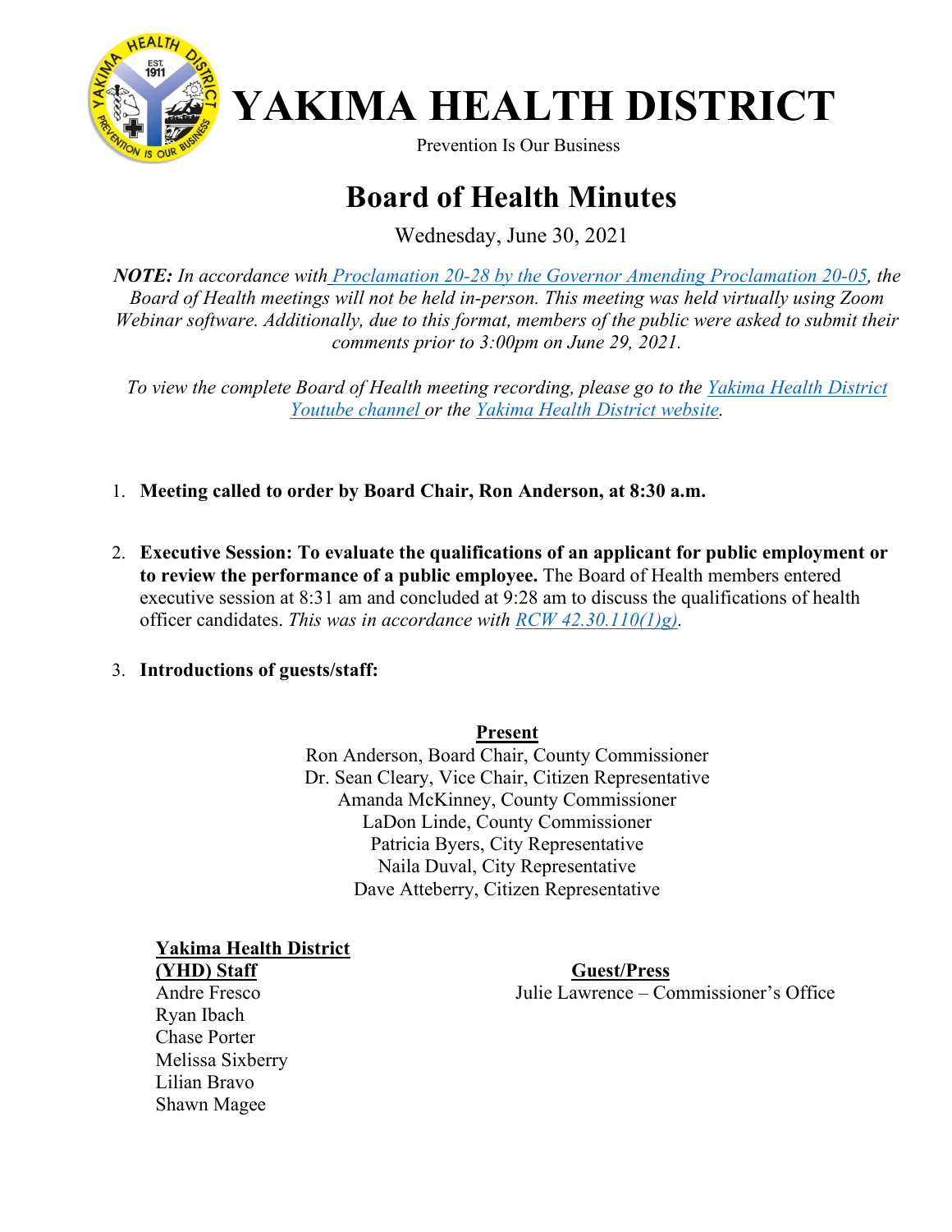# YAKIMA HEALTH DISTRICT

Prevention Is Our Business

## Board of Health Minutes

Wednesday, June 30, 2021

***NOTE:*** *In accordance with [Proclamation 20-28 by the Governor Amending Proclamation 20-05](), the Board of Health meetings will not be held in-person. This meeting was held virtually using Zoom Webinar software. Additionally, due to this format, members of the public were asked to submit their comments prior to 3:00pm on June 29, 2021.*

*To view the complete Board of Health meeting recording, please go to the [Yakima Health District Youtube channel]() or the [Yakima Health District website]().*

1. **Meeting called to order by Board Chair, Ron Anderson, at 8:30 a.m.**

2. **Executive Session: To evaluate the qualifications of an applicant for public employment or to review the performance of a public employee.** The Board of Health members entered executive session at 8:31 am and concluded at 9:28 am to discuss the qualifications of health officer candidates. *This was in accordance with [RCW 42.30.110(1)g)]().*

3. **Introductions of guests/staff:**

**Present**

Ron Anderson, Board Chair, County Commissioner
Dr. Sean Cleary, Vice Chair, Citizen Representative
Amanda McKinney, County Commissioner
LaDon Linde, County Commissioner
Patricia Byers, City Representative
Naila Duval, City Representative
Dave Atteberry, Citizen Representative

**Yakima Health District (YHD) Staff**

Andre Fresco
Ryan Ibach
Chase Porter
Melissa Sixberry
Lilian Bravo
Shawn Magee

**Guest/Press**

Julie Lawrence – Commissioner's Office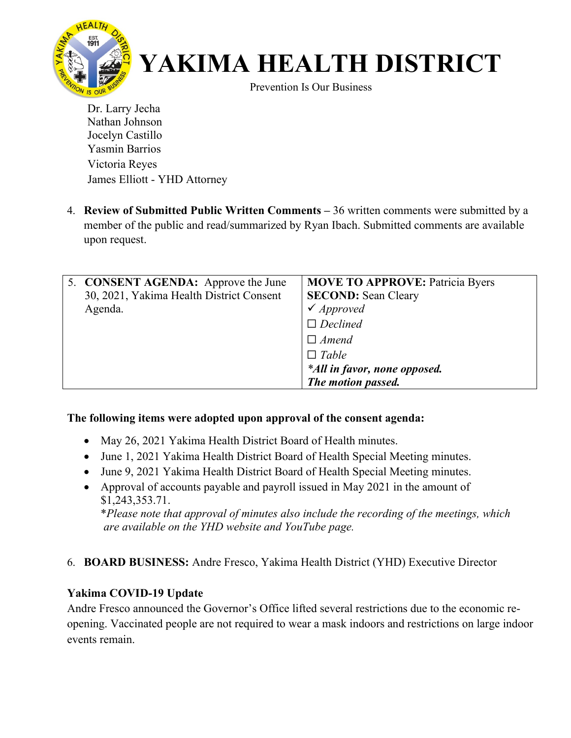# YAKIMA HEALTH DISTRICT

Prevention Is Our Business

Dr. Larry Jecha
Nathan Johnson
Jocelyn Castillo
Yasmin Barrios
Victoria Reyes
James Elliott - YHD Attorney

4. **Review of Submitted Public Written Comments –** 36 written comments were submitted by a member of the public and read/summarized by Ryan Ibach. Submitted comments are available upon request.

| | |
|---|---|
| 5. **CONSENT AGENDA:** Approve the June 30, 2021, Yakima Health District Consent Agenda. | **MOVE TO APPROVE:** Patricia Byers<br>**SECOND:** Sean Cleary<br>✓ *Approved*<br>☐ *Declined*<br>☐ *Amend*<br>☐ *Table*<br>***All in favor, none opposed.***<br>***The motion passed.*** |

**The following items were adopted upon approval of the consent agenda:**

- May 26, 2021 Yakima Health District Board of Health minutes.
- June 1, 2021 Yakima Health District Board of Health Special Meeting minutes.
- June 9, 2021 Yakima Health District Board of Health Special Meeting minutes.
- Approval of accounts payable and payroll issued in May 2021 in the amount of $1,243,353.71.
  **Please note that approval of minutes also include the recording of the meetings, which are available on the YHD website and YouTube page.*

6. **BOARD BUSINESS:** Andre Fresco, Yakima Health District (YHD) Executive Director

**Yakima COVID-19 Update**

Andre Fresco announced the Governor's Office lifted several restrictions due to the economic re-opening. Vaccinated people are not required to wear a mask indoors and restrictions on large indoor events remain.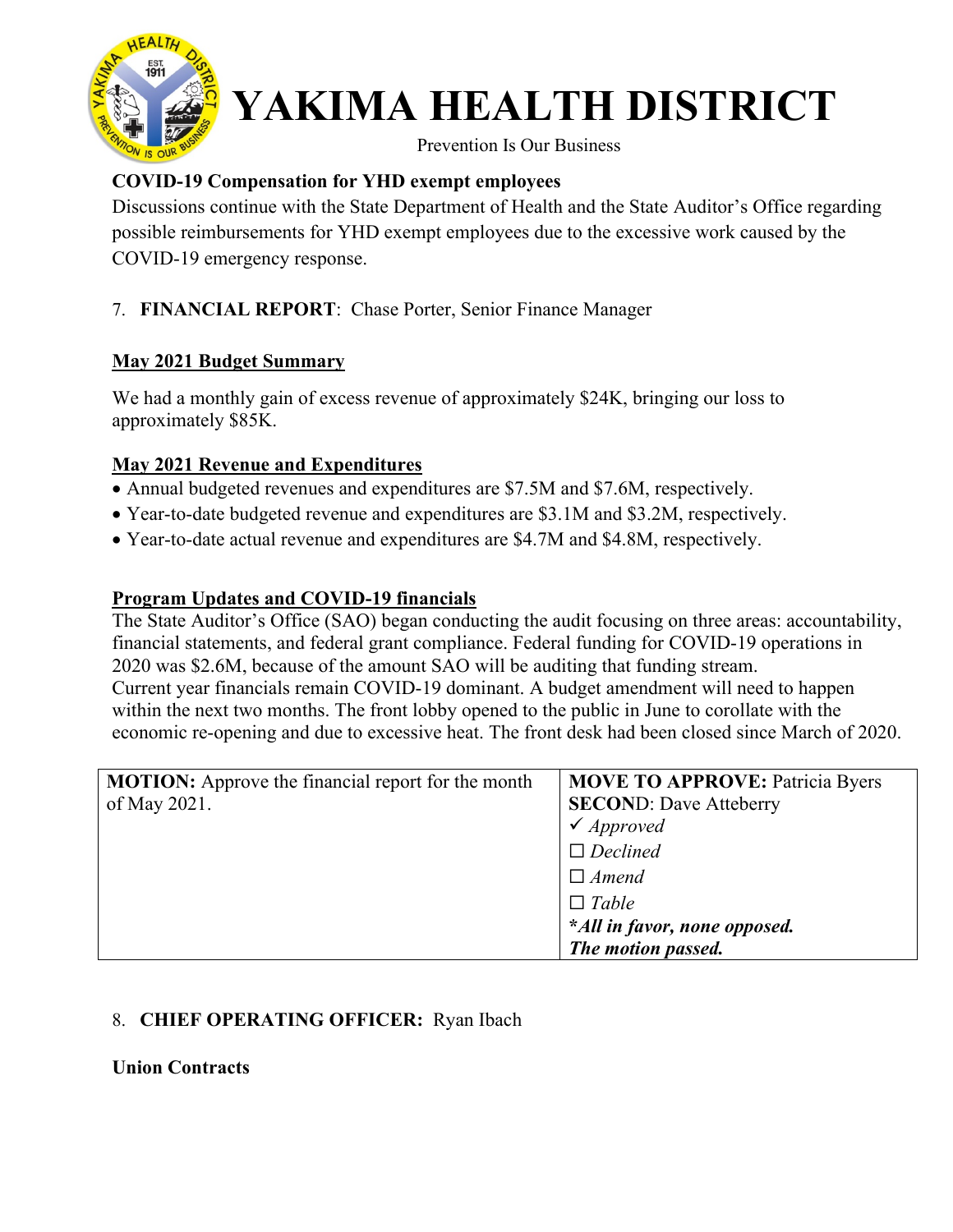**COVID-19 Compensation for YHD exempt employees**

Discussions continue with the State Department of Health and the State Auditor's Office regarding possible reimbursements for YHD exempt employees due to the excessive work caused by the COVID-19 emergency response.

7. **FINANCIAL REPORT**: Chase Porter, Senior Finance Manager

**May 2021 Budget Summary**

We had a monthly gain of excess revenue of approximately $24K, bringing our loss to approximately $85K.

**May 2021 Revenue and Expenditures**

- Annual budgeted revenues and expenditures are $7.5M and $7.6M, respectively.
- Year-to-date budgeted revenue and expenditures are $3.1M and $3.2M, respectively.
- Year-to-date actual revenue and expenditures are $4.7M and $4.8M, respectively.

**Program Updates and COVID-19 financials**

The State Auditor's Office (SAO) began conducting the audit focusing on three areas: accountability, financial statements, and federal grant compliance. Federal funding for COVID-19 operations in 2020 was $2.6M, because of the amount SAO will be auditing that funding stream.
Current year financials remain COVID-19 dominant. A budget amendment will need to happen within the next two months. The front lobby opened to the public in June to corollate with the economic re-opening and due to excessive heat. The front desk had been closed since March of 2020.

| | |
|---|---|
| **MOTION:** Approve the financial report for the month of May 2021. | **MOVE TO APPROVE:** Patricia Byers<br>**SECOND**: Dave Atteberry<br>✓ *Approved*<br>☐ *Declined*<br>☐ *Amend*<br>☐ *Table*<br>***All in favor, none opposed. The motion passed.*** |

8. **CHIEF OPERATING OFFICER:** Ryan Ibach

**Union Contracts**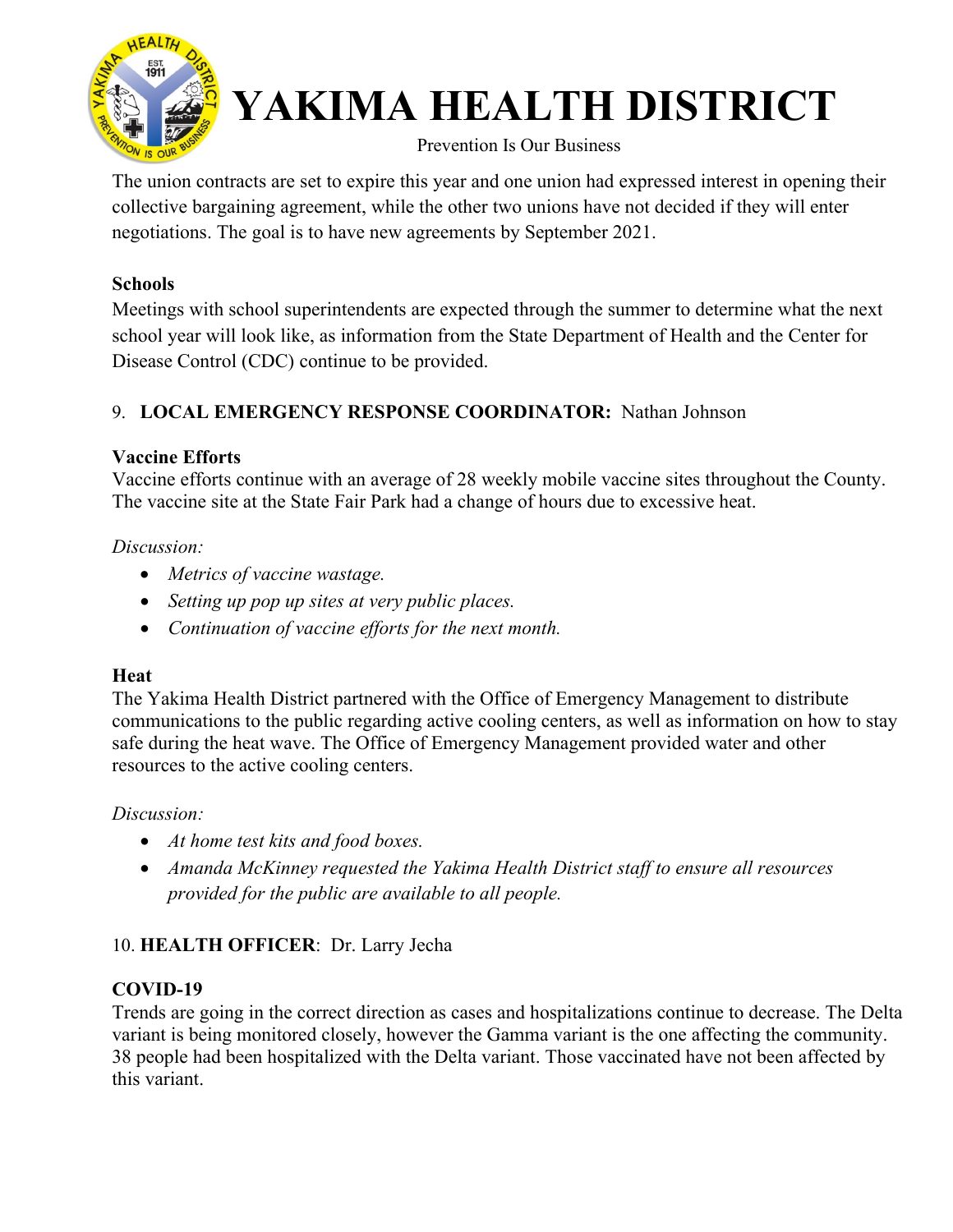The union contracts are set to expire this year and one union had expressed interest in opening their collective bargaining agreement, while the other two unions have not decided if they will enter negotiations. The goal is to have new agreements by September 2021.

**Schools**

Meetings with school superintendents are expected through the summer to determine what the next school year will look like, as information from the State Department of Health and the Center for Disease Control (CDC) continue to be provided.

9. **LOCAL EMERGENCY RESPONSE COORDINATOR:** Nathan Johnson

**Vaccine Efforts**

Vaccine efforts continue with an average of 28 weekly mobile vaccine sites throughout the County. The vaccine site at the State Fair Park had a change of hours due to excessive heat.

*Discussion:*

- *Metrics of vaccine wastage.*
- *Setting up pop up sites at very public places.*
- *Continuation of vaccine efforts for the next month.*

**Heat**

The Yakima Health District partnered with the Office of Emergency Management to distribute communications to the public regarding active cooling centers, as well as information on how to stay safe during the heat wave. The Office of Emergency Management provided water and other resources to the active cooling centers.

*Discussion:*

- *At home test kits and food boxes.*
- *Amanda McKinney requested the Yakima Health District staff to ensure all resources provided for the public are available to all people.*

10. **HEALTH OFFICER**: Dr. Larry Jecha

**COVID-19**

Trends are going in the correct direction as cases and hospitalizations continue to decrease. The Delta variant is being monitored closely, however the Gamma variant is the one affecting the community. 38 people had been hospitalized with the Delta variant. Those vaccinated have not been affected by this variant.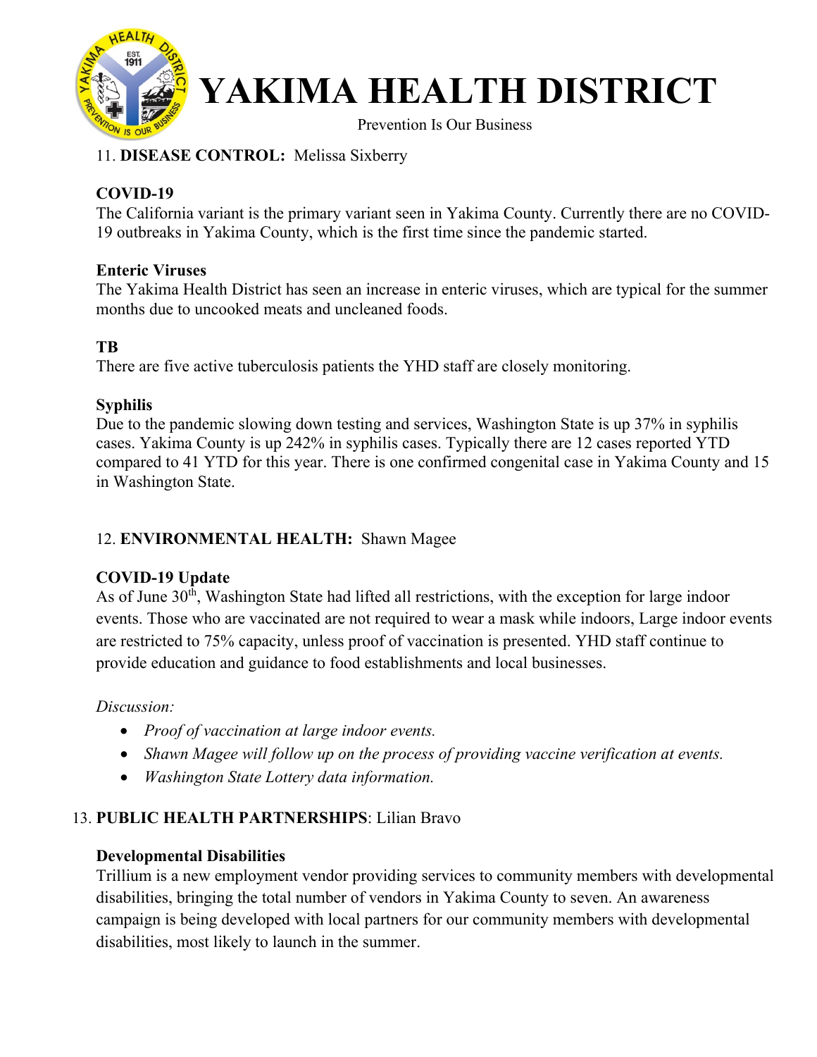11. **DISEASE CONTROL:** Melissa Sixberry

**COVID-19**
The California variant is the primary variant seen in Yakima County. Currently there are no COVID-19 outbreaks in Yakima County, which is the first time since the pandemic started.

**Enteric Viruses**
The Yakima Health District has seen an increase in enteric viruses, which are typical for the summer months due to uncooked meats and uncleaned foods.

**TB**
There are five active tuberculosis patients the YHD staff are closely monitoring.

**Syphilis**
Due to the pandemic slowing down testing and services, Washington State is up 37% in syphilis cases. Yakima County is up 242% in syphilis cases. Typically there are 12 cases reported YTD compared to 41 YTD for this year. There is one confirmed congenital case in Yakima County and 15 in Washington State.

12. **ENVIRONMENTAL HEALTH:** Shawn Magee

**COVID-19 Update**
As of June 30th, Washington State had lifted all restrictions, with the exception for large indoor events. Those who are vaccinated are not required to wear a mask while indoors, Large indoor events are restricted to 75% capacity, unless proof of vaccination is presented. YHD staff continue to provide education and guidance to food establishments and local businesses.

*Discussion:*

- *Proof of vaccination at large indoor events.*
- *Shawn Magee will follow up on the process of providing vaccine verification at events.*
- *Washington State Lottery data information.*

13. **PUBLIC HEALTH PARTNERSHIPS**: Lilian Bravo

**Developmental Disabilities**
Trillium is a new employment vendor providing services to community members with developmental disabilities, bringing the total number of vendors in Yakima County to seven. An awareness campaign is being developed with local partners for our community members with developmental disabilities, most likely to launch in the summer.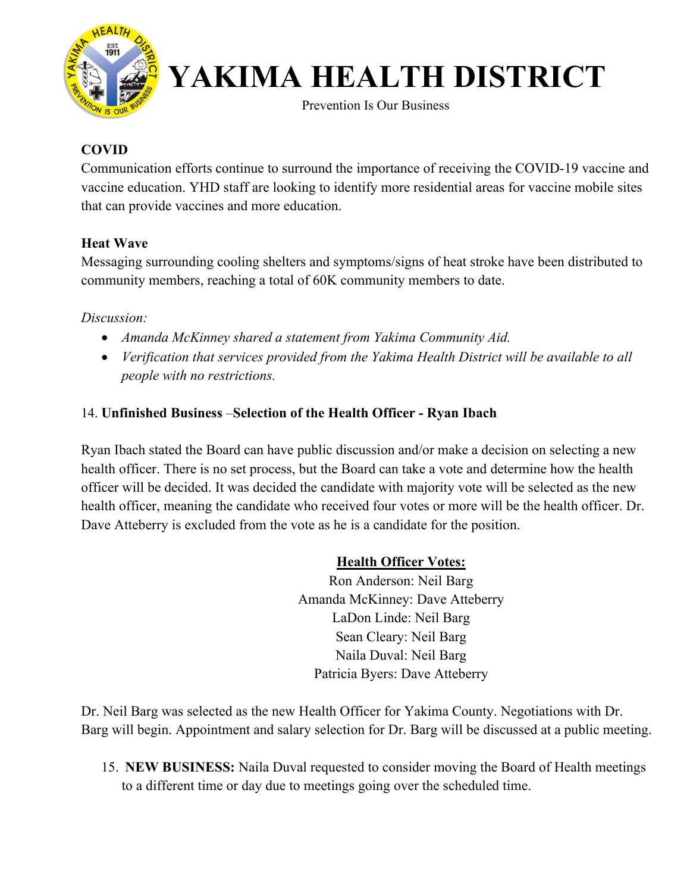**COVID**

Communication efforts continue to surround the importance of receiving the COVID-19 vaccine and vaccine education. YHD staff are looking to identify more residential areas for vaccine mobile sites that can provide vaccines and more education.

**Heat Wave**

Messaging surrounding cooling shelters and symptoms/signs of heat stroke have been distributed to community members, reaching a total of 60K community members to date.

*Discussion:*

- *Amanda McKinney shared a statement from Yakima Community Aid.*
- *Verification that services provided from the Yakima Health District will be available to all people with no restrictions.*

14. **Unfinished Business –Selection of the Health Officer - Ryan Ibach**

Ryan Ibach stated the Board can have public discussion and/or make a decision on selecting a new health officer. There is no set process, but the Board can take a vote and determine how the health officer will be decided. It was decided the candidate with majority vote will be selected as the new health officer, meaning the candidate who received four votes or more will be the health officer. Dr. Dave Atteberry is excluded from the vote as he is a candidate for the position.

**Health Officer Votes:**

Ron Anderson: Neil Barg
Amanda McKinney: Dave Atteberry
LaDon Linde: Neil Barg
Sean Cleary: Neil Barg
Naila Duval: Neil Barg
Patricia Byers: Dave Atteberry

Dr. Neil Barg was selected as the new Health Officer for Yakima County. Negotiations with Dr. Barg will begin. Appointment and salary selection for Dr. Barg will be discussed at a public meeting.

15. **NEW BUSINESS:** Naila Duval requested to consider moving the Board of Health meetings to a different time or day due to meetings going over the scheduled time.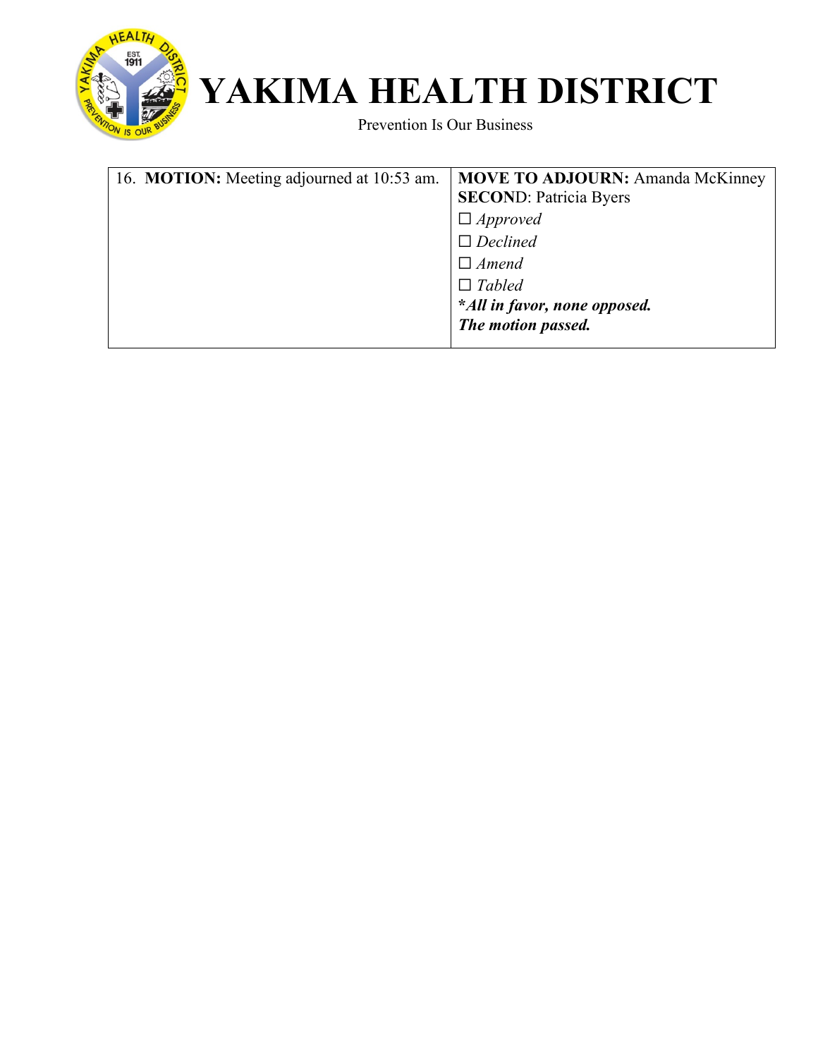# YAKIMA HEALTH DISTRICT

Prevention Is Our Business

| | |
|---|---|
| 16. **MOTION:** Meeting adjourned at 10:53 am. | **MOVE TO ADJOURN:** Amanda McKinney<br>**SECOND**: Patricia Byers<br>☐ *Approved*<br>☐ *Declined*<br>☐ *Amend*<br>☐ *Tabled*<br>***All in favor, none opposed.***<br>***The motion passed.*** |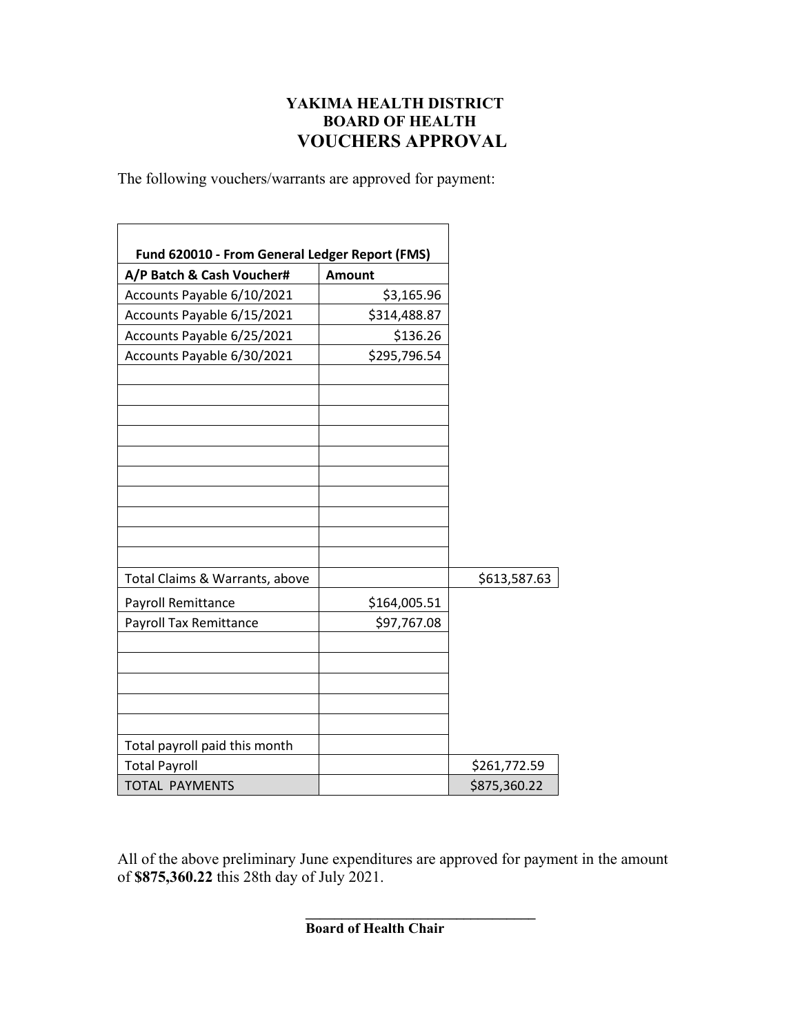# YAKIMA HEALTH DISTRICT
## BOARD OF HEALTH
## VOUCHERS APPROVAL

The following vouchers/warrants are approved for payment:

| Fund 620010 - From General Ledger Report (FMS) | | |
|---|---|---|
| **A/P Batch & Cash Voucher#** | **Amount** | |
| Accounts Payable 6/10/2021 | $3,165.96 | |
| Accounts Payable 6/15/2021 | $314,488.87 | |
| Accounts Payable 6/25/2021 | $136.26 | |
| Accounts Payable 6/30/2021 | $295,796.54 | |
| | | |
| | | |
| | | |
| | | |
| | | |
| | | |
| | | |
| | | |
| | | |
| | | |
| Total Claims & Warrants, above | | $613,587.63 |
| Payroll Remittance | $164,005.51 | |
| Payroll Tax Remittance | $97,767.08 | |
| | | |
| | | |
| | | |
| | | |
| | | |
| Total payroll paid this month | | |
| Total Payroll | | $261,772.59 |
| TOTAL PAYMENTS | | $875,360.22 |

All of the above preliminary June expenditures are approved for payment in the amount of **$875,360.22** this 28th day of July 2021.

________________________________

**Board of Health Chair**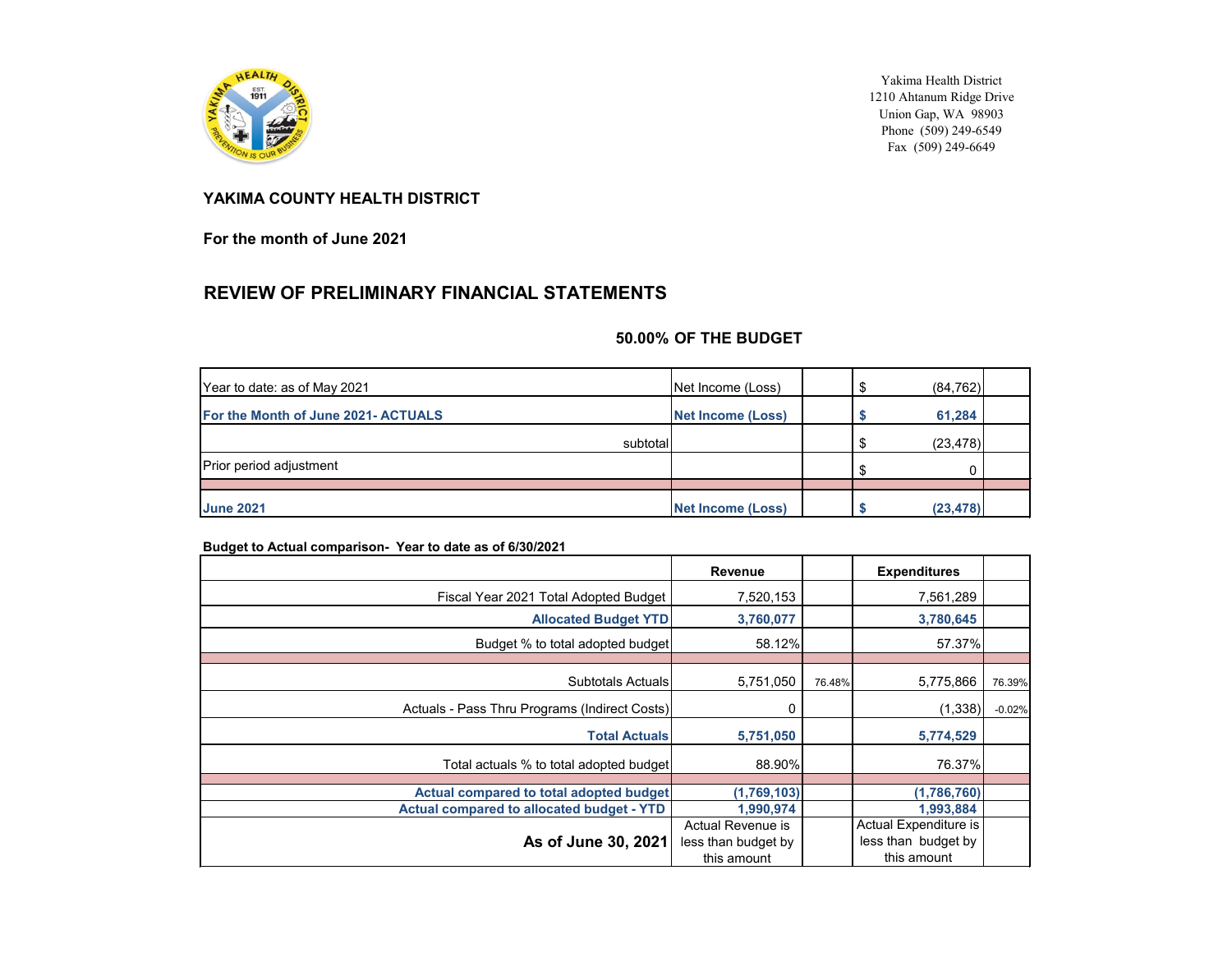Yakima Health District
1210 Ahtanum Ridge Drive
Union Gap, WA 98903
Phone (509) 249-6549
Fax (509) 249-6649

**YAKIMA COUNTY HEALTH DISTRICT**

**For the month of June 2021**

## REVIEW OF PRELIMINARY FINANCIAL STATEMENTS

**50.00% OF THE BUDGET**

| | | | | |
|---|---|---|---|---|
| Year to date: as of May 2021 | Net Income (Loss) | | $ (84,762) | |
| **For the Month of June 2021- ACTUALS** | **Net Income (Loss)** | | **$ 61,284** | |
| subtotal | | | $ (23,478) | |
| Prior period adjustment | | | $ 0 | |
| | | | | |
| **June 2021** | **Net Income (Loss)** | | **$ (23,478)** | |

**Budget to Actual comparison- Year to date as of 6/30/2021**

| | Revenue | | Expenditures | |
|---|---|---|---|---|
| Fiscal Year 2021 Total Adopted Budget | 7,520,153 | | 7,561,289 | |
| **Allocated Budget YTD** | **3,760,077** | | **3,780,645** | |
| Budget % to total adopted budget | 58.12% | | 57.37% | |
| | | | | |
| Subtotals Actuals | 5,751,050 | 76.48% | 5,775,866 | 76.39% |
| Actuals - Pass Thru Programs (Indirect Costs) | 0 | | (1,338) | -0.02% |
| **Total Actuals** | **5,751,050** | | **5,774,529** | |
| Total actuals % to total adopted budget | 88.90% | | 76.37% | |
| | | | | |
| **Actual compared to total adopted budget** | **(1,769,103)** | | **(1,786,760)** | |
| **Actual compared to allocated budget - YTD** | **1,990,974** | | **1,993,884** | |
| **As of June 30, 2021** | Actual Revenue is less than budget by this amount | | Actual Expenditure is less than budget by this amount | |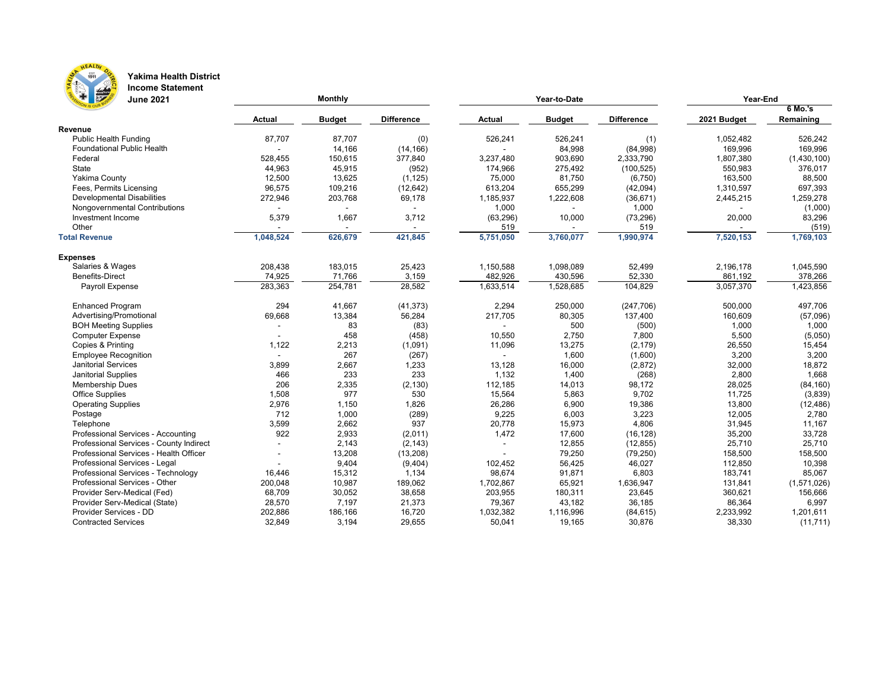**Yakima Health District**
**Income Statement**
**June 2021**

| | Monthly | | | Year-to-Date | | | Year-End | |
|---|---|---|---|---|---|---|---|---|
| | Actual | Budget | Difference | Actual | Budget | Difference | 2021 Budget | 6 Mo.'s Remaining |
| **Revenue** | | | | | | | | |
| Public Health Funding | 87,707 | 87,707 | (0) | 526,241 | 526,241 | (1) | 1,052,482 | 526,242 |
| Foundational Public Health | - | 14,166 | (14,166) | - | 84,998 | (84,998) | 169,996 | 169,996 |
| Federal | 528,455 | 150,615 | 377,840 | 3,237,480 | 903,690 | 2,333,790 | 1,807,380 | (1,430,100) |
| State | 44,963 | 45,915 | (952) | 174,966 | 275,492 | (100,525) | 550,983 | 376,017 |
| Yakima County | 12,500 | 13,625 | (1,125) | 75,000 | 81,750 | (6,750) | 163,500 | 88,500 |
| Fees, Permits Licensing | 96,575 | 109,216 | (12,642) | 613,204 | 655,299 | (42,094) | 1,310,597 | 697,393 |
| Developmental Disabilities | 272,946 | 203,768 | 69,178 | 1,185,937 | 1,222,608 | (36,671) | 2,445,215 | 1,259,278 |
| Nongovernmental Contributions | - | - | - | 1,000 | - | 1,000 | - | (1,000) |
| Investment Income | 5,379 | 1,667 | 3,712 | (63,296) | 10,000 | (73,296) | 20,000 | 83,296 |
| Other | - | - | - | 519 | - | 519 | - | (519) |
| **Total Revenue** | **1,048,524** | **626,679** | **421,845** | **5,751,050** | **3,760,077** | **1,990,974** | **7,520,153** | **1,769,103** |
| **Expenses** | | | | | | | | |
| Salaries & Wages | 208,438 | 183,015 | 25,423 | 1,150,588 | 1,098,089 | 52,499 | 2,196,178 | 1,045,590 |
| Benefits-Direct | 74,925 | 71,766 | 3,159 | 482,926 | 430,596 | 52,330 | 861,192 | 378,266 |
| Payroll Expense | 283,363 | 254,781 | 28,582 | 1,633,514 | 1,528,685 | 104,829 | 3,057,370 | 1,423,856 |
| Enhanced Program | 294 | 41,667 | (41,373) | 2,294 | 250,000 | (247,706) | 500,000 | 497,706 |
| Advertising/Promotional | 69,668 | 13,384 | 56,284 | 217,705 | 80,305 | 137,400 | 160,609 | (57,096) |
| BOH Meeting Supplies | - | 83 | (83) | - | 500 | (500) | 1,000 | 1,000 |
| Computer Expense | - | 458 | (458) | 10,550 | 2,750 | 7,800 | 5,500 | (5,050) |
| Copies & Printing | 1,122 | 2,213 | (1,091) | 11,096 | 13,275 | (2,179) | 26,550 | 15,454 |
| Employee Recognition | - | 267 | (267) | - | 1,600 | (1,600) | 3,200 | 3,200 |
| Janitorial Services | 3,899 | 2,667 | 1,233 | 13,128 | 16,000 | (2,872) | 32,000 | 18,872 |
| Janitorial Supplies | 466 | 233 | 233 | 1,132 | 1,400 | (268) | 2,800 | 1,668 |
| Membership Dues | 206 | 2,335 | (2,130) | 112,185 | 14,013 | 98,172 | 28,025 | (84,160) |
| Office Supplies | 1,508 | 977 | 530 | 15,564 | 5,863 | 9,702 | 11,725 | (3,839) |
| Operating Supplies | 2,976 | 1,150 | 1,826 | 26,286 | 6,900 | 19,386 | 13,800 | (12,486) |
| Postage | 712 | 1,000 | (289) | 9,225 | 6,003 | 3,223 | 12,005 | 2,780 |
| Telephone | 3,599 | 2,662 | 937 | 20,778 | 15,973 | 4,806 | 31,945 | 11,167 |
| Professional Services - Accounting | 922 | 2,933 | (2,011) | 1,472 | 17,600 | (16,128) | 35,200 | 33,728 |
| Professional Services - County Indirect | - | 2,143 | (2,143) | - | 12,855 | (12,855) | 25,710 | 25,710 |
| Professional Services - Health Officer | - | 13,208 | (13,208) | - | 79,250 | (79,250) | 158,500 | 158,500 |
| Professional Services - Legal | - | 9,404 | (9,404) | 102,452 | 56,425 | 46,027 | 112,850 | 10,398 |
| Professional Services - Technology | 16,446 | 15,312 | 1,134 | 98,674 | 91,871 | 6,803 | 183,741 | 85,067 |
| Professional Services - Other | 200,048 | 10,987 | 189,062 | 1,702,867 | 65,921 | 1,636,947 | 131,841 | (1,571,026) |
| Provider Serv-Medical (Fed) | 68,709 | 30,052 | 38,658 | 203,955 | 180,311 | 23,645 | 360,621 | 156,666 |
| Provider Serv-Medical (State) | 28,570 | 7,197 | 21,373 | 79,367 | 43,182 | 36,185 | 86,364 | 6,997 |
| Provider Services - DD | 202,886 | 186,166 | 16,720 | 1,032,382 | 1,116,996 | (84,615) | 2,233,992 | 1,201,611 |
| Contracted Services | 32,849 | 3,194 | 29,655 | 50,041 | 19,165 | 30,876 | 38,330 | (11,711) |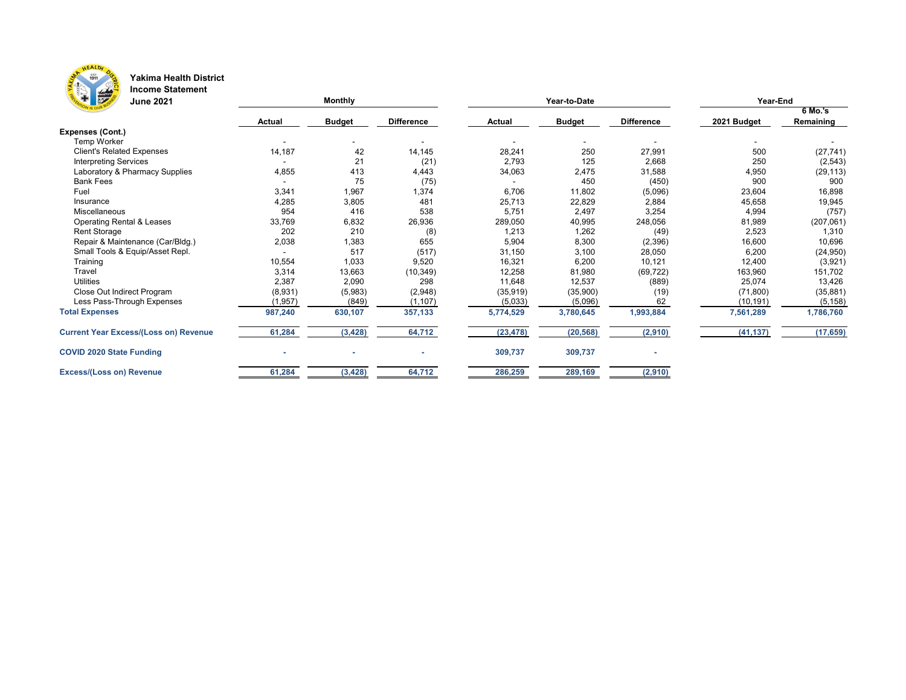**Yakima Health District**
**Income Statement**
**June 2021**

| | Monthly | | | Year-to-Date | | | Year-End | |
|---|---|---|---|---|---|---|---|---|
| | **Actual** | **Budget** | **Difference** | **Actual** | **Budget** | **Difference** | **2021 Budget** | **6 Mo.'s Remaining** |
| **Expenses (Cont.)** | | | | | | | | |
| Temp Worker | - | - | - | - | - | - | - | - |
| Client's Related Expenses | 14,187 | 42 | 14,145 | 28,241 | 250 | 27,991 | 500 | (27,741) |
| Interpreting Services | - | 21 | (21) | 2,793 | 125 | 2,668 | 250 | (2,543) |
| Laboratory & Pharmacy Supplies | 4,855 | 413 | 4,443 | 34,063 | 2,475 | 31,588 | 4,950 | (29,113) |
| Bank Fees | - | 75 | (75) | - | 450 | (450) | 900 | 900 |
| Fuel | 3,341 | 1,967 | 1,374 | 6,706 | 11,802 | (5,096) | 23,604 | 16,898 |
| Insurance | 4,285 | 3,805 | 481 | 25,713 | 22,829 | 2,884 | 45,658 | 19,945 |
| Miscellaneous | 954 | 416 | 538 | 5,751 | 2,497 | 3,254 | 4,994 | (757) |
| Operating Rental & Leases | 33,769 | 6,832 | 26,936 | 289,050 | 40,995 | 248,056 | 81,989 | (207,061) |
| Rent Storage | 202 | 210 | (8) | 1,213 | 1,262 | (49) | 2,523 | 1,310 |
| Repair & Maintenance (Car/Bldg.) | 2,038 | 1,383 | 655 | 5,904 | 8,300 | (2,396) | 16,600 | 10,696 |
| Small Tools & Equip/Asset Repl. | - | 517 | (517) | 31,150 | 3,100 | 28,050 | 6,200 | (24,950) |
| Training | 10,554 | 1,033 | 9,520 | 16,321 | 6,200 | 10,121 | 12,400 | (3,921) |
| Travel | 3,314 | 13,663 | (10,349) | 12,258 | 81,980 | (69,722) | 163,960 | 151,702 |
| Utilities | 2,387 | 2,090 | 298 | 11,648 | 12,537 | (889) | 25,074 | 13,426 |
| Close Out Indirect Program | (8,931) | (5,983) | (2,948) | (35,919) | (35,900) | (19) | (71,800) | (35,881) |
| Less Pass-Through Expenses | (1,957) | (849) | (1,107) | (5,033) | (5,096) | 62 | (10,191) | (5,158) |
| **Total Expenses** | **987,240** | **630,107** | **357,133** | **5,774,529** | **3,780,645** | **1,993,884** | **7,561,289** | **1,786,760** |
| **Current Year Excess/(Loss on) Revenue** | **61,284** | **(3,428)** | **64,712** | **(23,478)** | **(20,568)** | **(2,910)** | **(41,137)** | **(17,659)** |
| **COVID 2020 State Funding** | **-** | **-** | **-** | **309,737** | **309,737** | **-** | | |
| **Excess/(Loss on) Revenue** | **61,284** | **(3,428)** | **64,712** | **286,259** | **289,169** | **(2,910)** | | |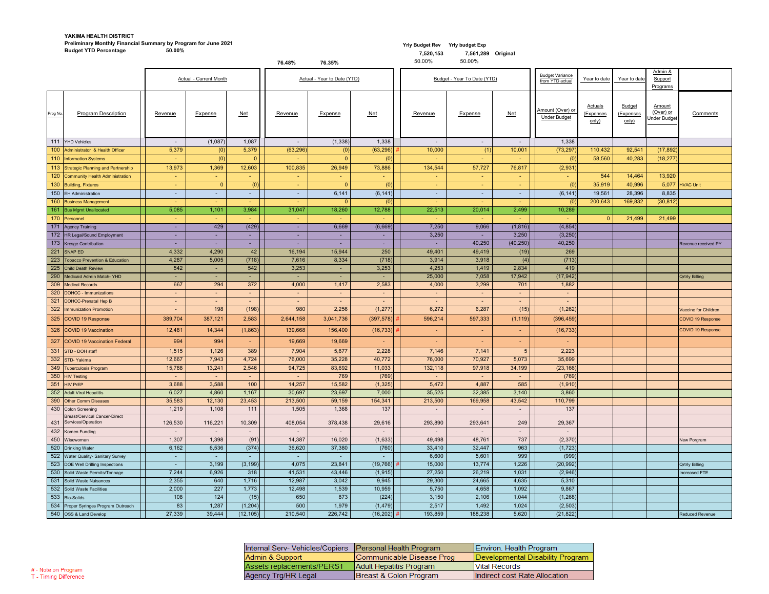**YAKIMA HEALTH DISTRICT**
**Preliminary Monthly Financial Summary by Program for June 2021**
**Budget YTD Percentage 50.00%**

| Yrly Budget Rev | Yrly budget Exp | |
|---|---|---|
| 7,520,153 | 7,561,289 | Original |
| 50.00% | 50.00% | |

76.48% 76.35%

| | | Actual - Current Month | | | Actual - Year to Date (YTD) | | | Budget - Year To Date (YTD) | | | Budget Variance from YTD actual | Year to date | Year to date | Admin & Support Programs | |
|---|---|---|---|---|---|---|---|---|---|---|---|---|---|---|---|
| Prog No. | Program Description | Revenue | Expense | Net | Revenue | Expense | Net | Revenue | Expense | Net | Amount (Over) or Under Budget | Actuals (Expenses only) | Budget (Expenses only) | Amount (Over) or Under Budget | Comments |
| 111 | YHD Vehicles | - | (1,087) | 1,087 | - | (1,338) | 1,338 | - | - | - | 1,338 | | | | |
| 100 | Administrator & Health Officer | 5,379 | (0) | 5,379 | (63,296) | (0) | (63,296) # | 10,000 | (1) | 10,001 | (73,297) | 110,432 | 92,541 | (17,892) | |
| 110 | Information Systems | - | (0) | 0 | - | 0 | (0) | - | - | - | (0) | 58,560 | 40,283 | (18,277) | |
| 113 | Strategic Planning and Partnership | 13,973 | 1,369 | 12,603 | 100,835 | 26,949 | 73,886 | 134,544 | 57,727 | 76,817 | (2,931) | | | | |
| 120 | Community Health Administration | - | - | - | - | - | - | - | - | - | - | 544 | 14,464 | 13,920 | |
| 130 | Building, Fixtures | - | 0 | (0) | - | 0 | (0) | - | - | - | (0) | 35,919 | 40,996 | 5,077 | HVAC Unit |
| 150 | EH Administration | - | - | - | - | 6,141 | (6,141) | - | - | - | (6,141) | 19,561 | 28,396 | 8,835 | |
| 160 | Business Management | - | - | - | - | 0 | (0) | - | - | - | (0) | 200,643 | 169,832 | (30,812) | |
| 161 | Bus Mgmt Unallocated | 5,085 | 1,101 | 3,984 | 31,047 | 18,260 | 12,788 | 22,513 | 20,014 | 2,499 | 10,289 | | | | |
| 170 | Personnel | - | - | - | - | - | - | - | - | - | - | 0 | 21,499 | 21,499 | |
| 171 | Agency Training | - | 429 | (429) | - | 6,669 | (6,669) | 7,250 | 9,066 | (1,816) | (4,854) | | | | |
| 172 | HR Legal/Sound Employment | - | - | - | - | - | - | 3,250 | - | 3,250 | (3,250) | | | | |
| 173 | Kresge Contribution | - | - | - | - | - | - | - | 40,250 | (40,250) | 40,250 | | | | Revenue received PY |
| 221 | SNAP ED | 4,332 | 4,290 | 42 | 16,194 | 15,944 | 250 | 49,401 | 49,419 | (19) | 269 | | | | |
| 223 | Tobacco Prevention & Education | 4,287 | 5,005 | (718) | 7,616 | 8,334 | (718) | 3,914 | 3,918 | (4) | (713) | | | | |
| 225 | Child Death Review | 542 | - | 542 | 3,253 | - | 3,253 | 4,253 | 1,419 | 2,834 | 419 | | | | |
| 290 | Medicaid Admin Match- YHD | - | - | - | - | - | - | 25,000 | 7,058 | 17,942 | (17,942) | | | | Qrtrly Billing |
| 309 | Medical Records | 667 | 294 | 372 | 4,000 | 1,417 | 2,583 | 4,000 | 3,299 | 701 | 1,882 | | | | |
| 320 | DOHCC - Immunizations | - | - | - | - | - | - | - | - | - | - | | | | |
| 321 | DOHCC-Prenatal Hep B | - | - | - | - | - | - | - | - | - | - | | | | |
| 322 | Immunization Promotion | - | 198 | (198) | 980 | 2,256 | (1,277) | 6,272 | 6,287 | (15) | (1,262) | | | | Vaccine for Children |
| 325 | COVID 19 Response | 389,704 | 387,121 | 2,583 | 2,644,158 | 3,041,736 | (397,578) # | 596,214 | 597,333 | (1,119) | (396,459) | | | | COVID 19 Response |
| 326 | COVID 19 Vaccination | 12,481 | 14,344 | (1,863) | 139,668 | 156,400 | (16,733) # | - | - | - | (16,733) | | | | COVID 19 Response |
| 327 | COVID 19 Vaccination Federal | 994 | 994 | - | 19,669 | 19,669 | - | - | - | - | - | | | | |
| 331 | STD - DOH staff | 1,515 | 1,126 | 389 | 7,904 | 5,677 | 2,228 | 7,146 | 7,141 | 5 | 2,223 | | | | |
| 332 | STD- Yakima | 12,667 | 7,943 | 4,724 | 76,000 | 35,228 | 40,772 | 76,000 | 70,927 | 5,073 | 35,699 | | | | |
| 349 | Tuberculosis Program | 15,788 | 13,241 | 2,546 | 94,725 | 83,692 | 11,033 | 132,118 | 97,918 | 34,199 | (23,166) | | | | |
| 350 | HIV Testing | - | - | - | - | 769 | (769) | - | - | - | (769) | | | | |
| 351 | HIV PrEP | 3,688 | 3,588 | 100 | 14,257 | 15,582 | (1,325) | 5,472 | 4,887 | 585 | (1,910) | | | | |
| 352 | Adult Viral Hepatitis | 6,027 | 4,860 | 1,167 | 30,697 | 23,697 | 7,000 | 35,525 | 32,385 | 3,140 | 3,860 | | | | |
| 390 | Other Comm Diseases | 35,583 | 12,130 | 23,453 | 213,500 | 59,159 | 154,341 | 213,500 | 169,958 | 43,542 | 110,799 | | | | |
| 430 | Colon Screening | 1,219 | 1,108 | 111 | 1,505 | 1,368 | 137 | - | - | - | 137 | | | | |
| 431 | Breast/Cervical Cancer-Direct Services/Operation | 126,530 | 116,221 | 10,309 | 408,054 | 378,438 | 29,616 | 293,890 | 293,641 | 249 | 29,367 | | | | |
| 432 | Komen Funding | - | - | - | - | - | - | - | - | - | - | | | | |
| 450 | Wisewoman | 1,307 | 1,398 | (91) | 14,387 | 16,020 | (1,633) | 49,498 | 48,761 | 737 | (2,370) | | | | New Porgram |
| 520 | Drinking Water | 6,162 | 6,536 | (374) | 36,620 | 37,380 | (760) | 33,410 | 32,447 | 963 | (1,723) | | | | |
| 522 | Water Quality- Sanitary Survey | - | - | - | - | - | - | 6,600 | 5,601 | 999 | (999) | | | | |
| 523 | DOE Well Drilling Inspections | - | 3,199 | (3,199) | 4,075 | 23,841 | (19,766) # | 15,000 | 13,774 | 1,226 | (20,992) | | | | Qrtrly Billing |
| 530 | Solid Waste Permits/Tonnage | 7,244 | 6,926 | 318 | 41,531 | 43,446 | (1,915) | 27,250 | 26,219 | 1,031 | (2,946) | | | | Increased FTE |
| 531 | Solid Waste Nuisances | 2,355 | 640 | 1,716 | 12,987 | 3,042 | 9,945 | 29,300 | 24,665 | 4,635 | 5,310 | | | | |
| 532 | Solid Waste Facilities | 2,000 | 227 | 1,773 | 12,498 | 1,539 | 10,959 | 5,750 | 4,658 | 1,092 | 9,867 | | | | |
| 533 | Bio-Solids | 108 | 124 | (15) | 650 | 873 | (224) | 3,150 | 2,106 | 1,044 | (1,268) | | | | |
| 534 | Proper Syringes Program Outreach | 83 | 1,287 | (1,204) | 500 | 1,979 | (1,479) | 2,517 | 1,492 | 1,024 | (2,503) | | | | |
| 540 | OSS & Land Develop | 27,339 | 39,444 | (12,105) | 210,540 | 226,742 | (16,202) # | 193,859 | 188,238 | 5,620 | (21,822) | | | | Reduced Revenue |

| | | |
|---|---|---|
| Internal Serv- Vehicles/Copiers | Personal Health Program | Environ. Health Program |
| Admin & Support | Communicable Disease Prog | Developmental Disability Program |
| Assets replacements/PERS1 | Adult Hepatitis Program | Vital Records |
| Agency Trg/HR Legal | Breast & Colon Program | Indirect cost Rate Allocation |

# - Note on Program
T - Timing Difference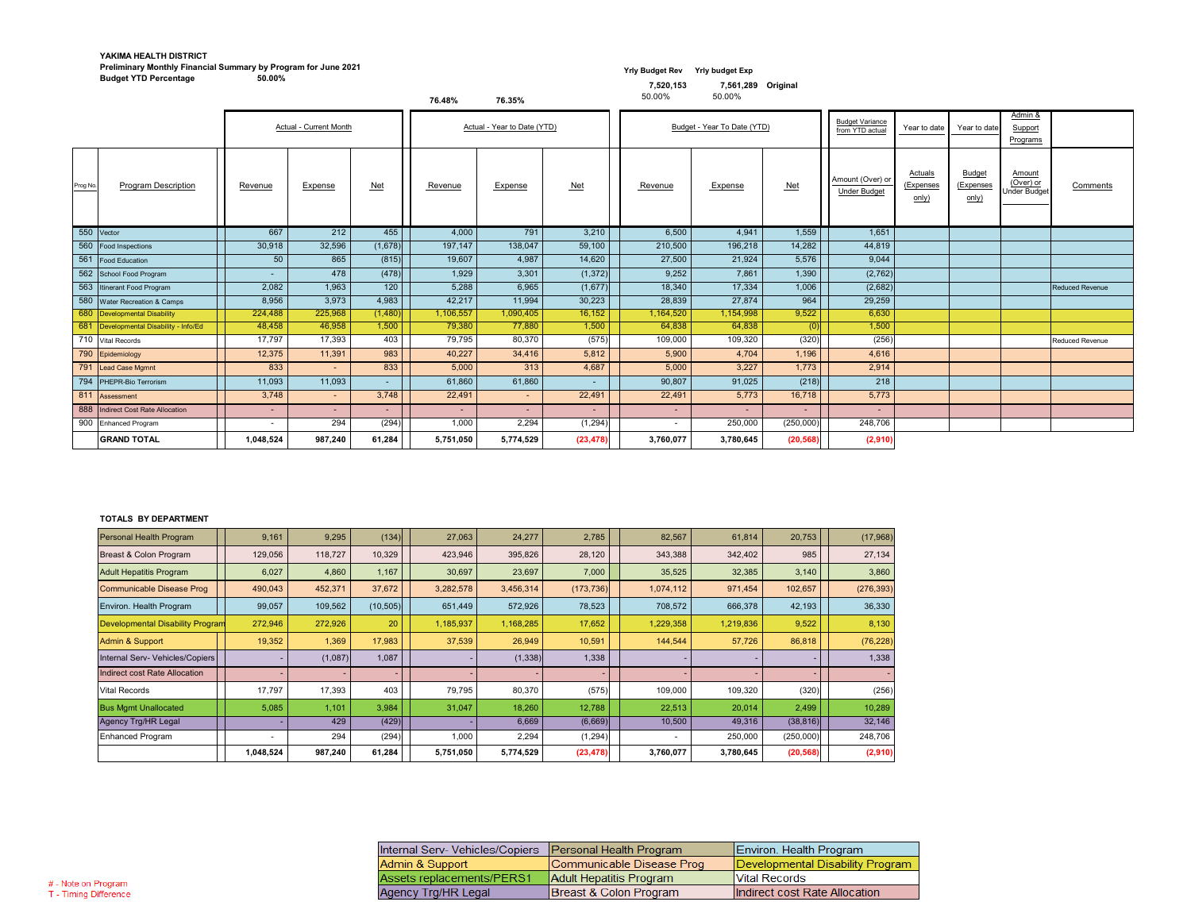**YAKIMA HEALTH DISTRICT**

**Preliminary Monthly Financial Summary by Program for June 2021**

**Budget YTD Percentage 50.00%**

| Yrly Budget Rev | Yrly budget Exp | |
|---|---|---|
| 7,520,153 | 7,561,289 | Original |
| 50.00% | 50.00% | |

76.48% 76.35%

| Prog No. | Program Description | Actual - Current Month Revenue | Actual - Current Month Expense | Actual - Current Month Net | Actual - Year to Date (YTD) Revenue | Actual - Year to Date (YTD) Expense | Actual - Year to Date (YTD) Net | Budget - Year To Date (YTD) Revenue | Budget - Year To Date (YTD) Expense | Budget - Year To Date (YTD) Net | Budget Variance from YTD actual: Amount (Over) or Under Budget | Year to date Actuals (Expenses only) | Year to date Budget (Expenses only) | Admin & Support Programs: Amount (Over) or Under Budget | Comments |
|---|---|---|---|---|---|---|---|---|---|---|---|---|---|---|---|
| 550 | Vector | 667 | 212 | 455 | 4,000 | 791 | 3,210 | 6,500 | 4,941 | 1,559 | 1,651 | | | | |
| 560 | Food Inspections | 30,918 | 32,596 | (1,678) | 197,147 | 138,047 | 59,100 | 210,500 | 196,218 | 14,282 | 44,819 | | | | |
| 561 | Food Education | 50 | 865 | (815) | 19,607 | 4,987 | 14,620 | 27,500 | 21,924 | 5,576 | 9,044 | | | | |
| 562 | School Food Program | - | 478 | (478) | 1,929 | 3,301 | (1,372) | 9,252 | 7,861 | 1,390 | (2,762) | | | | |
| 563 | Itinerant Food Program | 2,082 | 1,963 | 120 | 5,288 | 6,965 | (1,677) | 18,340 | 17,334 | 1,006 | (2,682) | | | | Reduced Revenue |
| 580 | Water Recreation & Camps | 8,956 | 3,973 | 4,983 | 42,217 | 11,994 | 30,223 | 28,839 | 27,874 | 964 | 29,259 | | | | |
| 680 | Developmental Disability | 224,488 | 225,968 | (1,480) | 1,106,557 | 1,090,405 | 16,152 | 1,164,520 | 1,154,998 | 9,522 | 6,630 | | | | |
| 681 | Developmental Disability - Info/Ed | 48,458 | 46,958 | 1,500 | 79,380 | 77,880 | 1,500 | 64,838 | 64,838 | (0) | 1,500 | | | | |
| 710 | Vital Records | 17,797 | 17,393 | 403 | 79,795 | 80,370 | (575) | 109,000 | 109,320 | (320) | (256) | | | | Reduced Revenue |
| 790 | Epidemiology | 12,375 | 11,391 | 983 | 40,227 | 34,416 | 5,812 | 5,900 | 4,704 | 1,196 | 4,616 | | | | |
| 791 | Lead Case Mgmnt | 833 | - | 833 | 5,000 | 313 | 4,687 | 5,000 | 3,227 | 1,773 | 2,914 | | | | |
| 794 | PHEPR-Bio Terrorism | 11,093 | 11,093 | - | 61,860 | 61,860 | - | 90,807 | 91,025 | (218) | 218 | | | | |
| 811 | Assessment | 3,748 | - | 3,748 | 22,491 | - | 22,491 | 22,491 | 5,773 | 16,718 | 5,773 | | | | |
| 888 | Indirect Cost Rate Allocation | - | - | - | - | - | - | - | - | - | - | | | | |
| 900 | Enhanced Program | - | 294 | (294) | 1,000 | 2,294 | (1,294) | - | 250,000 | (250,000) | 248,706 | | | | |
| | **GRAND TOTAL** | **1,048,524** | **987,240** | **61,284** | **5,751,050** | **5,774,529** | **(23,478)** | **3,760,077** | **3,780,645** | **(20,568)** | **(2,910)** | | | | |

**TOTALS BY DEPARTMENT**

| Department | Current Month Revenue | Current Month Expense | Current Month Net | YTD Revenue | YTD Expense | YTD Net | Budget YTD Revenue | Budget YTD Expense | Budget YTD Net | Amount (Over) or Under Budget |
|---|---|---|---|---|---|---|---|---|---|---|
| Personal Health Program | 9,161 | 9,295 | (134) | 27,063 | 24,277 | 2,785 | 82,567 | 61,814 | 20,753 | (17,968) |
| Breast & Colon Program | 129,056 | 118,727 | 10,329 | 423,946 | 395,826 | 28,120 | 343,388 | 342,402 | 985 | 27,134 |
| Adult Hepatitis Program | 6,027 | 4,860 | 1,167 | 30,697 | 23,697 | 7,000 | 35,525 | 32,385 | 3,140 | 3,860 |
| Communicable Disease Prog | 490,043 | 452,371 | 37,672 | 3,282,578 | 3,456,314 | (173,736) | 1,074,112 | 971,454 | 102,657 | (276,393) |
| Environ. Health Program | 99,057 | 109,562 | (10,505) | 651,449 | 572,926 | 78,523 | 708,572 | 666,378 | 42,193 | 36,330 |
| Developmental Disability Program | 272,946 | 272,926 | 20 | 1,185,937 | 1,168,285 | 17,652 | 1,229,358 | 1,219,836 | 9,522 | 8,130 |
| Admin & Support | 19,352 | 1,369 | 17,983 | 37,539 | 26,949 | 10,591 | 144,544 | 57,726 | 86,818 | (76,228) |
| Internal Serv- Vehicles/Copiers | - | (1,087) | 1,087 | - | (1,338) | 1,338 | - | - | - | 1,338 |
| Indirect cost Rate Allocation | - | - | - | - | - | - | - | - | - | - |
| Vital Records | 17,797 | 17,393 | 403 | 79,795 | 80,370 | (575) | 109,000 | 109,320 | (320) | (256) |
| Bus Mgmt Unallocated | 5,085 | 1,101 | 3,984 | 31,047 | 18,260 | 12,788 | 22,513 | 20,014 | 2,499 | 10,289 |
| Agency Trg/HR Legal | - | 429 | (429) | - | 6,669 | (6,669) | 10,500 | 49,316 | (38,816) | 32,146 |
| Enhanced Program | - | 294 | (294) | 1,000 | 2,294 | (1,294) | - | 250,000 | (250,000) | 248,706 |
| | **1,048,524** | **987,240** | **61,284** | **5,751,050** | **5,774,529** | **(23,478)** | **3,760,077** | **3,780,645** | **(20,568)** | **(2,910)** |

| | | |
|---|---|---|
| Internal Serv- Vehicles/Copiers | Personal Health Program | Environ. Health Program |
| Admin & Support | Communicable Disease Prog | Developmental Disability Program |
| Assets replacements/PERS1 | Adult Hepatitis Program | Vital Records |
| Agency Trg/HR Legal | Breast & Colon Program | Indirect cost Rate Allocation |

# - Note on Program
T - Timing Difference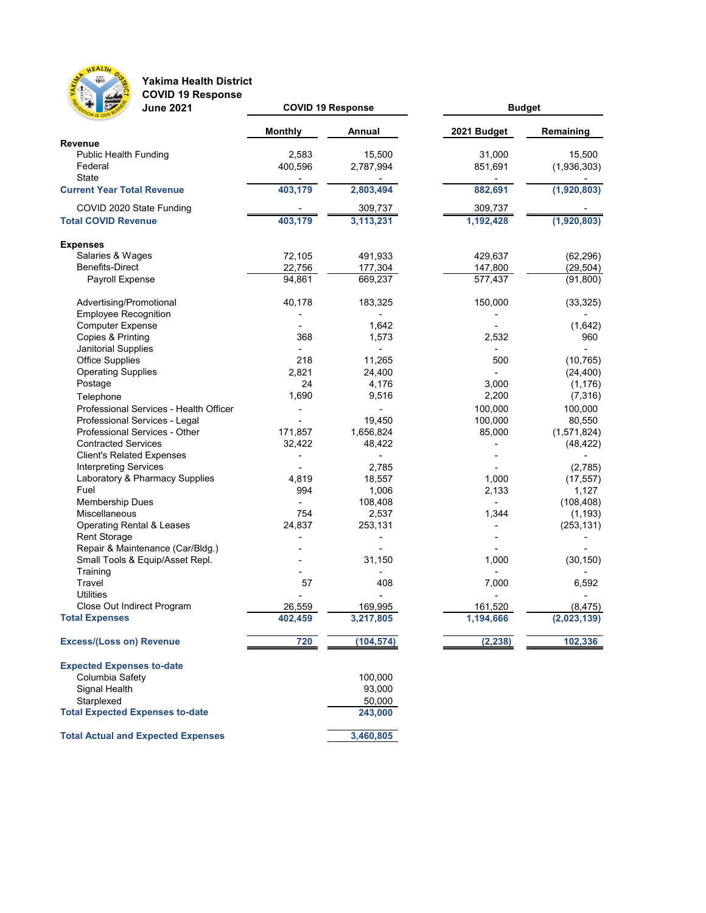**Yakima Health District**
**COVID 19 Response**
**June 2021**

| | COVID 19 Response | | Budget | |
|---|---|---|---|---|
| | **Monthly** | **Annual** | **2021 Budget** | **Remaining** |
| **Revenue** | | | | |
| Public Health Funding | 2,583 | 15,500 | 31,000 | 15,500 |
| Federal | 400,596 | 2,787,994 | 851,691 | (1,936,303) |
| State | - | - | - | - |
| **Current Year Total Revenue** | **403,179** | **2,803,494** | **882,691** | **(1,920,803)** |
| COVID 2020 State Funding | - | 309,737 | 309,737 | - |
| **Total COVID Revenue** | **403,179** | **3,113,231** | **1,192,428** | **(1,920,803)** |
| **Expenses** | | | | |
| Salaries & Wages | 72,105 | 491,933 | 429,637 | (62,296) |
| Benefits-Direct | 22,756 | 177,304 | 147,800 | (29,504) |
| Payroll Expense | 94,861 | 669,237 | 577,437 | (91,800) |
| Advertising/Promotional | 40,178 | 183,325 | 150,000 | (33,325) |
| Employee Recognition | - | - | - | - |
| Computer Expense | - | 1,642 | - | (1,642) |
| Copies & Printing | 368 | 1,573 | 2,532 | 960 |
| Janitorial Supplies | - | - | - | - |
| Office Supplies | 218 | 11,265 | 500 | (10,765) |
| Operating Supplies | 2,821 | 24,400 | - | (24,400) |
| Postage | 24 | 4,176 | 3,000 | (1,176) |
| Telephone | 1,690 | 9,516 | 2,200 | (7,316) |
| Professional Services - Health Officer | - | - | 100,000 | 100,000 |
| Professional Services - Legal | - | 19,450 | 100,000 | 80,550 |
| Professional Services - Other | 171,857 | 1,656,824 | 85,000 | (1,571,824) |
| Contracted Services | 32,422 | 48,422 | - | (48,422) |
| Client's Related Expenses | - | - | - | - |
| Interpreting Services | - | 2,785 | - | (2,785) |
| Laboratory & Pharmacy Supplies | 4,819 | 18,557 | 1,000 | (17,557) |
| Fuel | 994 | 1,006 | 2,133 | 1,127 |
| Membership Dues | - | 108,408 | - | (108,408) |
| Miscellaneous | 754 | 2,537 | 1,344 | (1,193) |
| Operating Rental & Leases | 24,837 | 253,131 | - | (253,131) |
| Rent Storage | - | - | - | - |
| Repair & Maintenance (Car/Bldg.) | - | - | - | - |
| Small Tools & Equip/Asset Repl. | - | 31,150 | 1,000 | (30,150) |
| Training | - | - | - | - |
| Travel | 57 | 408 | 7,000 | 6,592 |
| Utilities | - | - | - | - |
| Close Out Indirect Program | 26,559 | 169,995 | 161,520 | (8,475) |
| **Total Expenses** | **402,459** | **3,217,805** | **1,194,666** | **(2,023,139)** |
| **Excess/(Loss on) Revenue** | **720** | **(104,574)** | **(2,238)** | **102,336** |
| **Expected Expenses to-date** | | | | |
| Columbia Safety | | 100,000 | | |
| Signal Health | | 93,000 | | |
| Starplexed | | 50,000 | | |
| **Total Expected Expenses to-date** | | **243,000** | | |
| **Total Actual and Expected Expenses** | | **3,460,805** | | |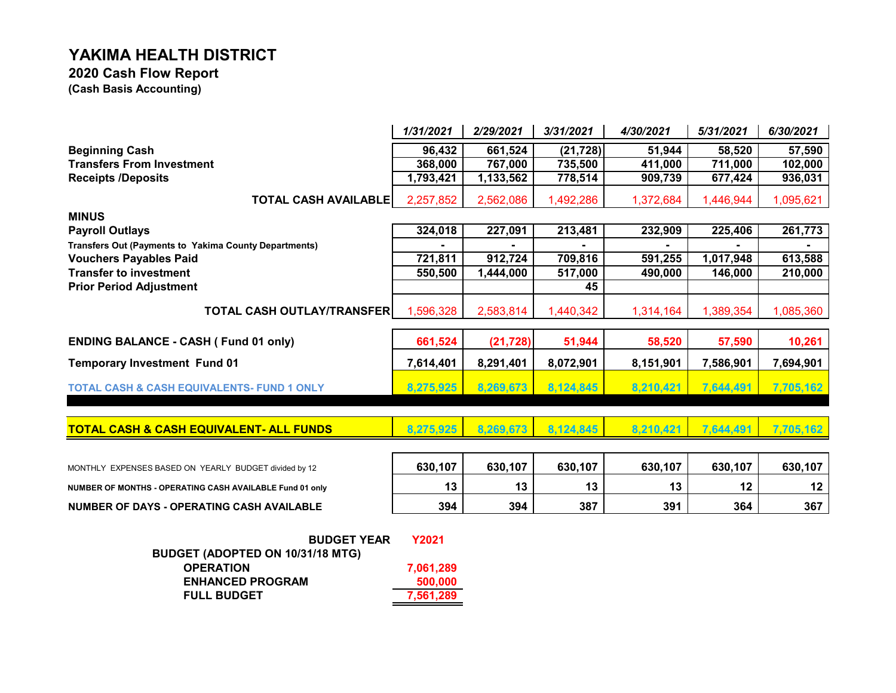# YAKIMA HEALTH DISTRICT

## 2020 Cash Flow Report

**(Cash Basis Accounting)**

| | 1/31/2021 | 2/29/2021 | 3/31/2021 | 4/30/2021 | 5/31/2021 | 6/30/2021 |
|---|---|---|---|---|---|---|
| **Beginning Cash** | 96,432 | 661,524 | (21,728) | 51,944 | 58,520 | 57,590 |
| **Transfers From Investment** | 368,000 | 767,000 | 735,500 | 411,000 | 711,000 | 102,000 |
| **Receipts /Deposits** | 1,793,421 | 1,133,562 | 778,514 | 909,739 | 677,424 | 936,031 |
| **TOTAL CASH AVAILABLE** | 2,257,852 | 2,562,086 | 1,492,286 | 1,372,684 | 1,446,944 | 1,095,621 |
| **MINUS** | | | | | | |
| **Payroll Outlays** | 324,018 | 227,091 | 213,481 | 232,909 | 225,406 | 261,773 |
| **Transfers Out (Payments to Yakima County Departments)** | - | - | - | - | - | - |
| **Vouchers Payables Paid** | 721,811 | 912,724 | 709,816 | 591,255 | 1,017,948 | 613,588 |
| **Transfer to investment** | 550,500 | 1,444,000 | 517,000 | 490,000 | 146,000 | 210,000 |
| **Prior Period Adjustment** | | | 45 | | | |
| **TOTAL CASH OUTLAY/TRANSFER** | 1,596,328 | 2,583,814 | 1,440,342 | 1,314,164 | 1,389,354 | 1,085,360 |
| **ENDING BALANCE - CASH ( Fund 01 only)** | 661,524 | (21,728) | 51,944 | 58,520 | 57,590 | 10,261 |
| **Temporary Investment Fund 01** | 7,614,401 | 8,291,401 | 8,072,901 | 8,151,901 | 7,586,901 | 7,694,901 |
| **TOTAL CASH & CASH EQUIVALENTS- FUND 1 ONLY** | 8,275,925 | 8,269,673 | 8,124,845 | 8,210,421 | 7,644,491 | 7,705,162 |
| **TOTAL CASH & CASH EQUIVALENT- ALL FUNDS** | 8,275,925 | 8,269,673 | 8,124,845 | 8,210,421 | 7,644,491 | 7,705,162 |
| MONTHLY EXPENSES BASED ON YEARLY BUDGET divided by 12 | 630,107 | 630,107 | 630,107 | 630,107 | 630,107 | 630,107 |
| **NUMBER OF MONTHS - OPERATING CASH AVAILABLE Fund 01 only** | 13 | 13 | 13 | 13 | 12 | 12 |
| **NUMBER OF DAYS - OPERATING CASH AVAILABLE** | 394 | 394 | 387 | 391 | 364 | 367 |

| | |
|---|---|
| **BUDGET YEAR** | **Y2021** |
| **BUDGET (ADOPTED ON 10/31/18 MTG)** | |
| **OPERATION** | 7,061,289 |
| **ENHANCED PROGRAM** | 500,000 |
| **FULL BUDGET** | 7,561,289 |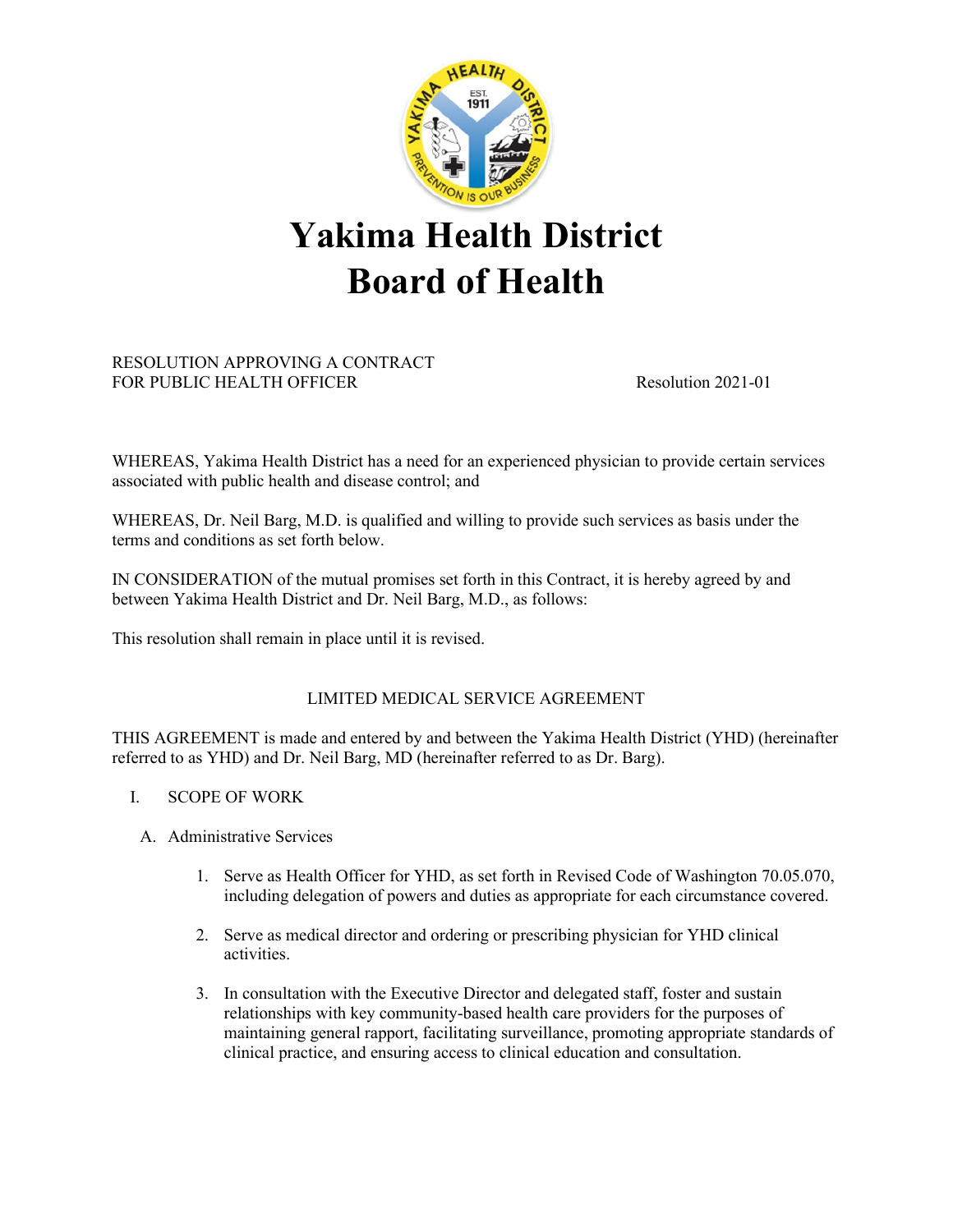# Yakima Health District
# Board of Health

RESOLUTION APPROVING A CONTRACT
FOR PUBLIC HEALTH OFFICER Resolution 2021-01

WHEREAS, Yakima Health District has a need for an experienced physician to provide certain services associated with public health and disease control; and

WHEREAS, Dr. Neil Barg, M.D. is qualified and willing to provide such services as basis under the terms and conditions as set forth below.

IN CONSIDERATION of the mutual promises set forth in this Contract, it is hereby agreed by and between Yakima Health District and Dr. Neil Barg, M.D., as follows:

This resolution shall remain in place until it is revised.

## LIMITED MEDICAL SERVICE AGREEMENT

THIS AGREEMENT is made and entered by and between the Yakima Health District (YHD) (hereinafter referred to as YHD) and Dr. Neil Barg, MD (hereinafter referred to as Dr. Barg).

I. SCOPE OF WORK

A. Administrative Services

1. Serve as Health Officer for YHD, as set forth in Revised Code of Washington 70.05.070, including delegation of powers and duties as appropriate for each circumstance covered.

2. Serve as medical director and ordering or prescribing physician for YHD clinical activities.

3. In consultation with the Executive Director and delegated staff, foster and sustain relationships with key community-based health care providers for the purposes of maintaining general rapport, facilitating surveillance, promoting appropriate standards of clinical practice, and ensuring access to clinical education and consultation.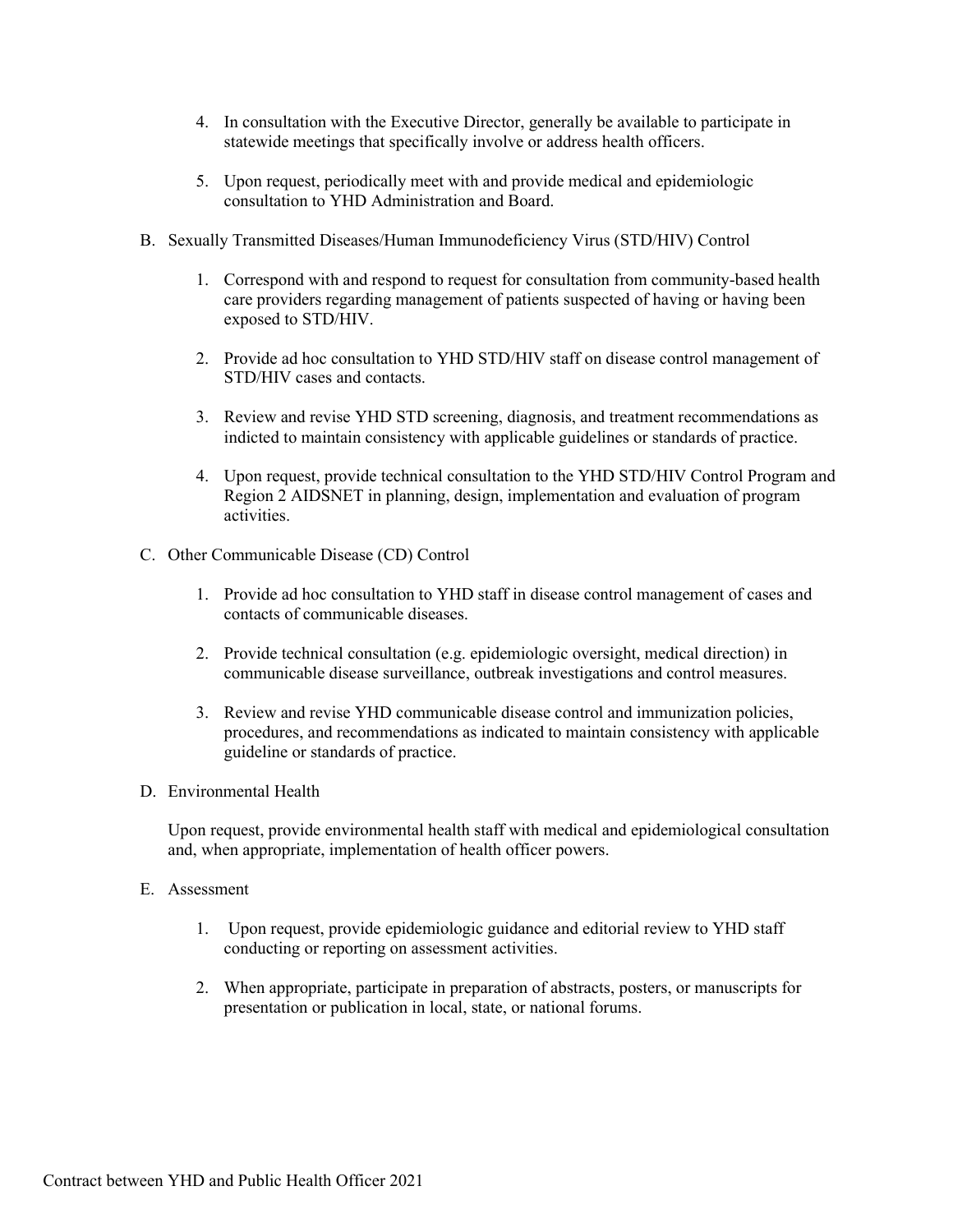4. In consultation with the Executive Director, generally be available to participate in statewide meetings that specifically involve or address health officers.

5. Upon request, periodically meet with and provide medical and epidemiologic consultation to YHD Administration and Board.

B. Sexually Transmitted Diseases/Human Immunodeficiency Virus (STD/HIV) Control

   1. Correspond with and respond to request for consultation from community-based health care providers regarding management of patients suspected of having or having been exposed to STD/HIV.

   2. Provide ad hoc consultation to YHD STD/HIV staff on disease control management of STD/HIV cases and contacts.

   3. Review and revise YHD STD screening, diagnosis, and treatment recommendations as indicted to maintain consistency with applicable guidelines or standards of practice.

   4. Upon request, provide technical consultation to the YHD STD/HIV Control Program and Region 2 AIDSNET in planning, design, implementation and evaluation of program activities.

C. Other Communicable Disease (CD) Control

   1. Provide ad hoc consultation to YHD staff in disease control management of cases and contacts of communicable diseases.

   2. Provide technical consultation (e.g. epidemiologic oversight, medical direction) in communicable disease surveillance, outbreak investigations and control measures.

   3. Review and revise YHD communicable disease control and immunization policies, procedures, and recommendations as indicated to maintain consistency with applicable guideline or standards of practice.

D. Environmental Health

   Upon request, provide environmental health staff with medical and epidemiological consultation and, when appropriate, implementation of health officer powers.

E. Assessment

   1. Upon request, provide epidemiologic guidance and editorial review to YHD staff conducting or reporting on assessment activities.

   2. When appropriate, participate in preparation of abstracts, posters, or manuscripts for presentation or publication in local, state, or national forums.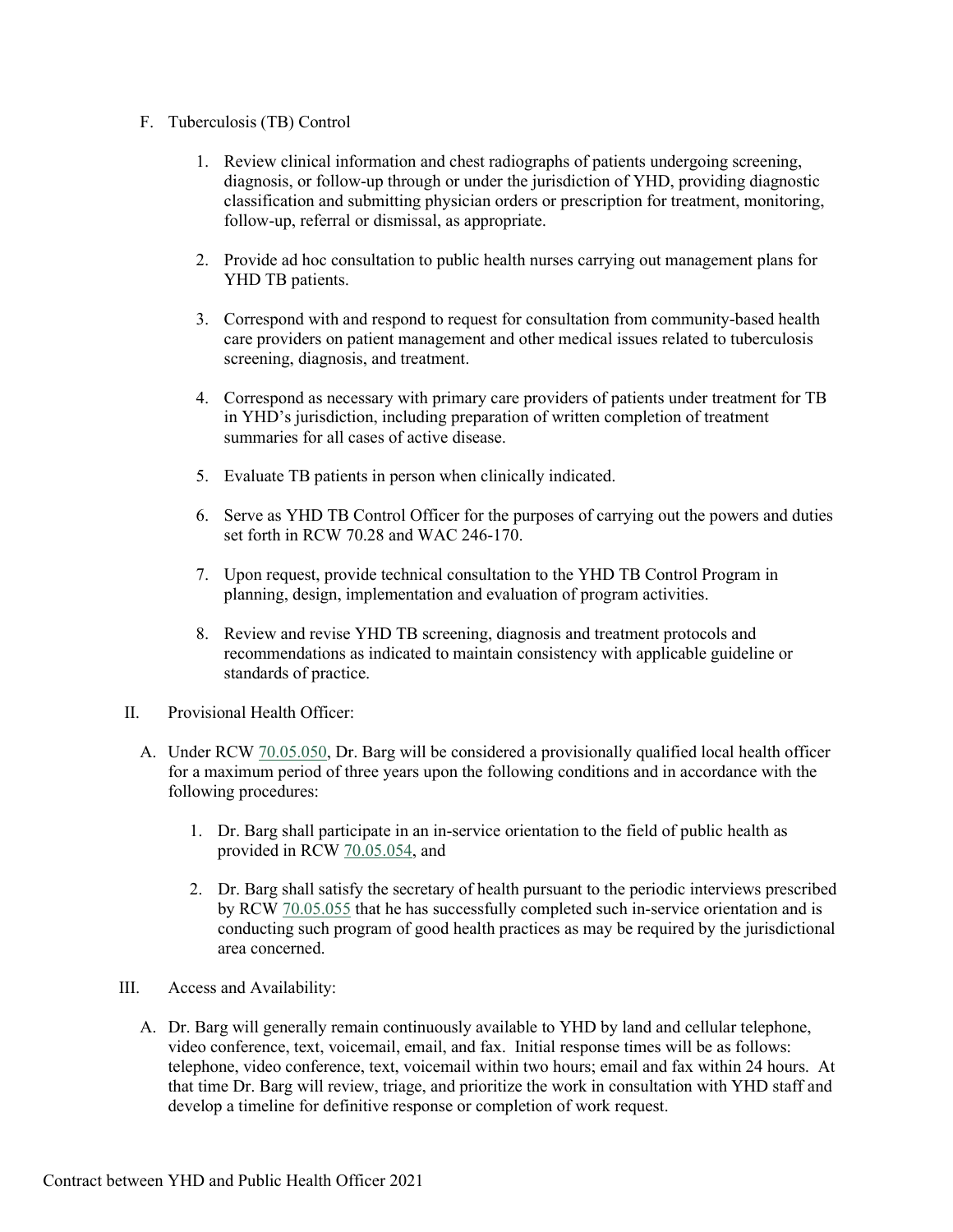F. Tuberculosis (TB) Control

1. Review clinical information and chest radiographs of patients undergoing screening, diagnosis, or follow-up through or under the jurisdiction of YHD, providing diagnostic classification and submitting physician orders or prescription for treatment, monitoring, follow-up, referral or dismissal, as appropriate.

2. Provide ad hoc consultation to public health nurses carrying out management plans for YHD TB patients.

3. Correspond with and respond to request for consultation from community-based health care providers on patient management and other medical issues related to tuberculosis screening, diagnosis, and treatment.

4. Correspond as necessary with primary care providers of patients under treatment for TB in YHD's jurisdiction, including preparation of written completion of treatment summaries for all cases of active disease.

5. Evaluate TB patients in person when clinically indicated.

6. Serve as YHD TB Control Officer for the purposes of carrying out the powers and duties set forth in RCW 70.28 and WAC 246-170.

7. Upon request, provide technical consultation to the YHD TB Control Program in planning, design, implementation and evaluation of program activities.

8. Review and revise YHD TB screening, diagnosis and treatment protocols and recommendations as indicated to maintain consistency with applicable guideline or standards of practice.

II. Provisional Health Officer:

A. Under RCW 70.05.050, Dr. Barg will be considered a provisionally qualified local health officer for a maximum period of three years upon the following conditions and in accordance with the following procedures:

1. Dr. Barg shall participate in an in-service orientation to the field of public health as provided in RCW 70.05.054, and

2. Dr. Barg shall satisfy the secretary of health pursuant to the periodic interviews prescribed by RCW 70.05.055 that he has successfully completed such in-service orientation and is conducting such program of good health practices as may be required by the jurisdictional area concerned.

III. Access and Availability:

A. Dr. Barg will generally remain continuously available to YHD by land and cellular telephone, video conference, text, voicemail, email, and fax. Initial response times will be as follows: telephone, video conference, text, voicemail within two hours; email and fax within 24 hours. At that time Dr. Barg will review, triage, and prioritize the work in consultation with YHD staff and develop a timeline for definitive response or completion of work request.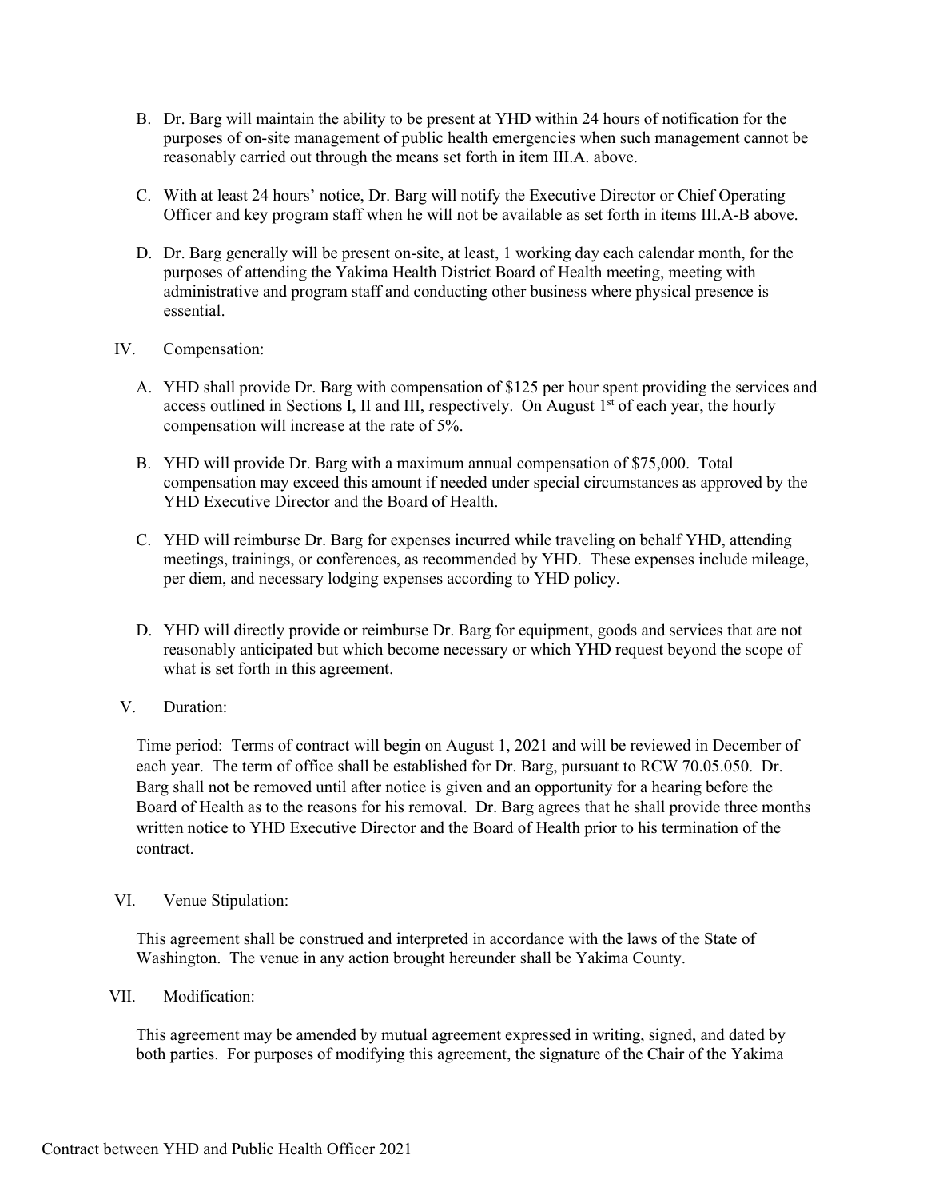B. Dr. Barg will maintain the ability to be present at YHD within 24 hours of notification for the purposes of on-site management of public health emergencies when such management cannot be reasonably carried out through the means set forth in item III.A. above.

C. With at least 24 hours' notice, Dr. Barg will notify the Executive Director or Chief Operating Officer and key program staff when he will not be available as set forth in items III.A-B above.

D. Dr. Barg generally will be present on-site, at least, 1 working day each calendar month, for the purposes of attending the Yakima Health District Board of Health meeting, meeting with administrative and program staff and conducting other business where physical presence is essential.

IV. Compensation:

A. YHD shall provide Dr. Barg with compensation of $125 per hour spent providing the services and access outlined in Sections I, II and III, respectively. On August 1st of each year, the hourly compensation will increase at the rate of 5%.

B. YHD will provide Dr. Barg with a maximum annual compensation of $75,000. Total compensation may exceed this amount if needed under special circumstances as approved by the YHD Executive Director and the Board of Health.

C. YHD will reimburse Dr. Barg for expenses incurred while traveling on behalf YHD, attending meetings, trainings, or conferences, as recommended by YHD. These expenses include mileage, per diem, and necessary lodging expenses according to YHD policy.

D. YHD will directly provide or reimburse Dr. Barg for equipment, goods and services that are not reasonably anticipated but which become necessary or which YHD request beyond the scope of what is set forth in this agreement.

V. Duration:

Time period: Terms of contract will begin on August 1, 2021 and will be reviewed in December of each year. The term of office shall be established for Dr. Barg, pursuant to RCW 70.05.050. Dr. Barg shall not be removed until after notice is given and an opportunity for a hearing before the Board of Health as to the reasons for his removal. Dr. Barg agrees that he shall provide three months written notice to YHD Executive Director and the Board of Health prior to his termination of the contract.

VI. Venue Stipulation:

This agreement shall be construed and interpreted in accordance with the laws of the State of Washington. The venue in any action brought hereunder shall be Yakima County.

VII. Modification:

This agreement may be amended by mutual agreement expressed in writing, signed, and dated by both parties. For purposes of modifying this agreement, the signature of the Chair of the Yakima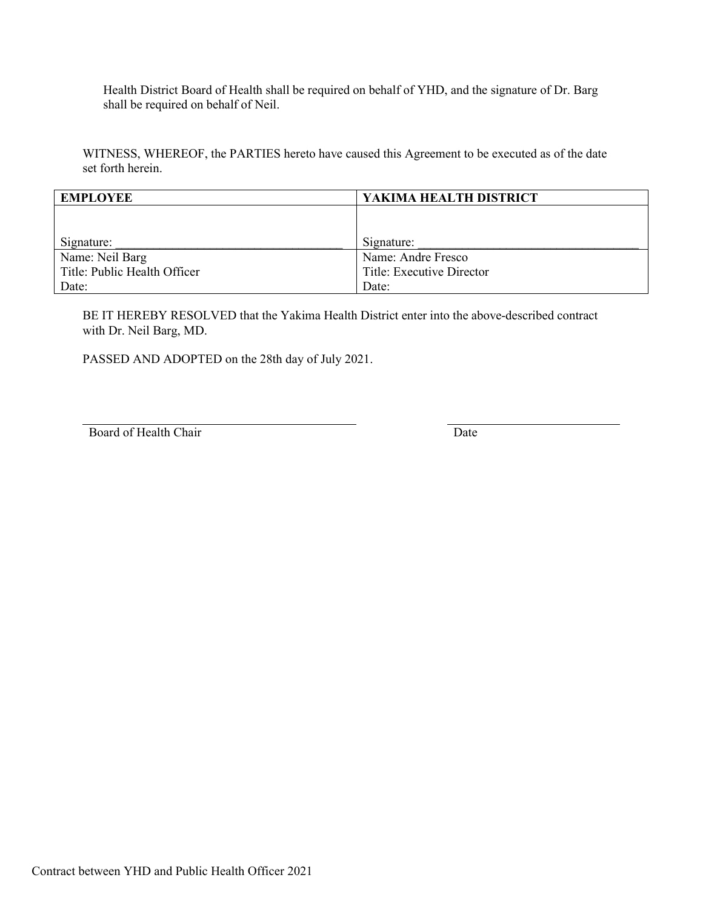Health District Board of Health shall be required on behalf of YHD, and the signature of Dr. Barg shall be required on behalf of Neil.

WITNESS, WHEREOF, the PARTIES hereto have caused this Agreement to be executed as of the date set forth herein.

| **EMPLOYEE** | **YAKIMA HEALTH DISTRICT** |
|---|---|
| Signature: ___________________________________ | Signature: ___________________________________ |
| Name: Neil Barg | Name: Andre Fresco |
| Title: Public Health Officer | Title: Executive Director |
| Date: | Date: |

BE IT HEREBY RESOLVED that the Yakima Health District enter into the above-described contract with Dr. Neil Barg, MD.

PASSED AND ADOPTED on the 28th day of July 2021.

___________________________________ ___________________________

Board of Health Chair Date